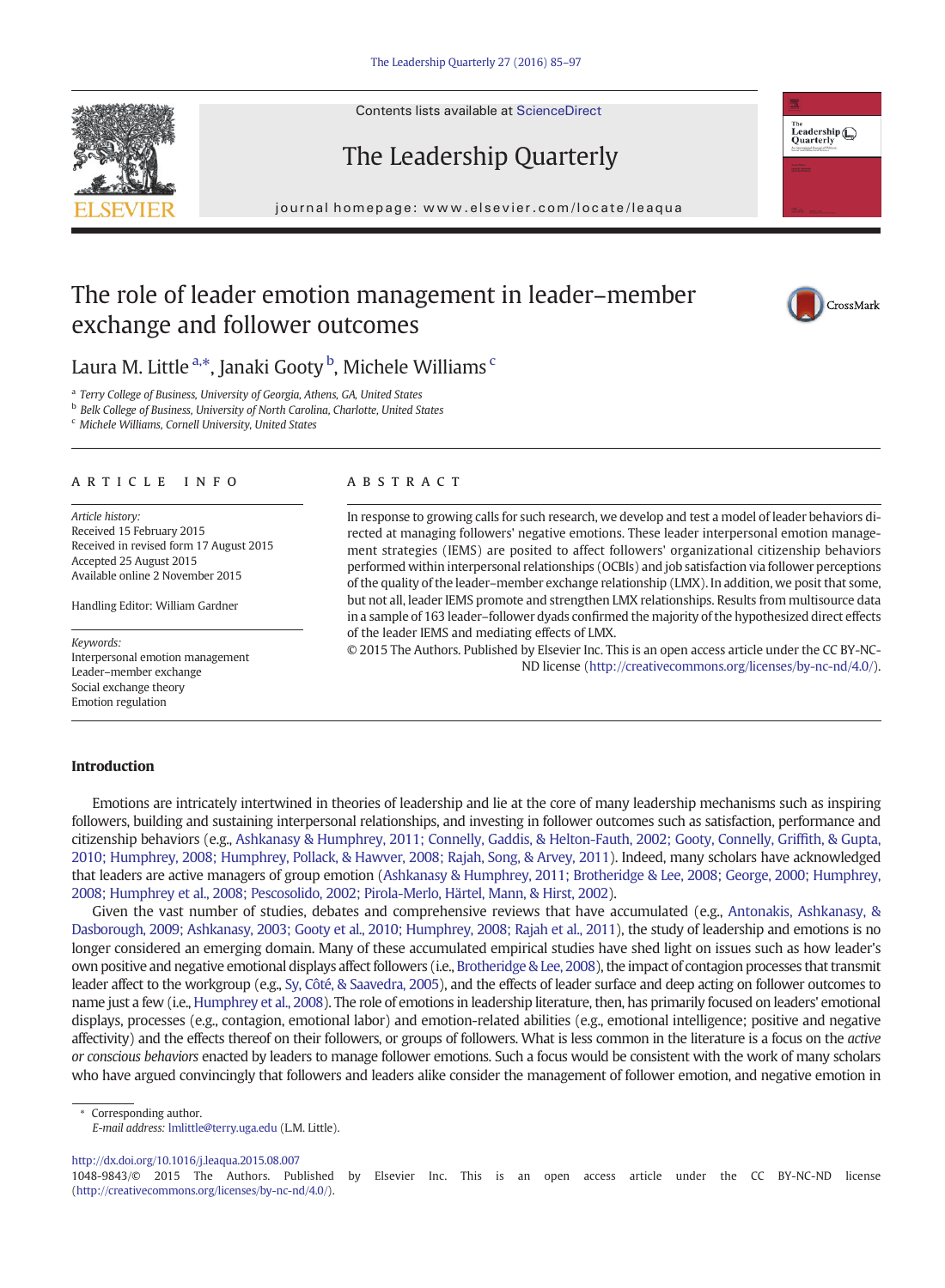# The role of leader emotion management in leader–member exchange and follower outcomes

Laura M. Little [a,*], Janaki Gooty [b], Michele Williams [c]

[a] Terry College of Business, University of Georgia, Athens, GA, United States
[b] Belk College of Business, University of North Carolina, Charlotte, United States
[c] Michele Williams, Cornell University, United States

## ARTICLE INFO

*Article history:*
Received 15 February 2015
Received in revised form 17 August 2015
Accepted 25 August 2015
Available online 2 November 2015

Handling Editor: William Gardner

*Keywords:*
Interpersonal emotion management
Leader–member exchange
Social exchange theory
Emotion regulation

## ABSTRACT

In response to growing calls for such research, we develop and test a model of leader behaviors directed at managing followers' negative emotions. These leader interpersonal emotion management strategies (IEMS) are posited to affect followers' organizational citizenship behaviors performed within interpersonal relationships (OCBIs) and job satisfaction via follower perceptions of the quality of the leader–member exchange relationship (LMX). In addition, we posit that some, but not all, leader IEMS promote and strengthen LMX relationships. Results from multisource data in a sample of 163 leader–follower dyads confirmed the majority of the hypothesized direct effects of the leader IEMS and mediating effects of LMX.

© 2015 The Authors. Published by Elsevier Inc. This is an open access article under the CC BY-NC-ND license (http://creativecommons.org/licenses/by-nc-nd/4.0/).

## Introduction

Emotions are intricately intertwined in theories of leadership and lie at the core of many leadership mechanisms such as inspiring followers, building and sustaining interpersonal relationships, and investing in follower outcomes such as satisfaction, performance and citizenship behaviors (e.g., Ashkanasy & Humphrey, 2011; Connelly, Gaddis, & Helton-Fauth, 2002; Gooty, Connelly, Griffith, & Gupta, 2010; Humphrey, 2008; Humphrey, Pollack, & Hawver, 2008; Rajah, Song, & Arvey, 2011). Indeed, many scholars have acknowledged that leaders are active managers of group emotion (Ashkanasy & Humphrey, 2011; Brotheridge & Lee, 2008; George, 2000; Humphrey, 2008; Humphrey et al., 2008; Pescosolido, 2002; Pirola-Merlo, Härtel, Mann, & Hirst, 2002).

Given the vast number of studies, debates and comprehensive reviews that have accumulated (e.g., Antonakis, Ashkanasy, & Dasborough, 2009; Ashkanasy, 2003; Gooty et al., 2010; Humphrey, 2008; Rajah et al., 2011), the study of leadership and emotions is no longer considered an emerging domain. Many of these accumulated empirical studies have shed light on issues such as how leader's own positive and negative emotional displays affect followers (i.e., Brotheridge & Lee, 2008), the impact of contagion processes that transmit leader affect to the workgroup (e.g., Sy, Côté, & Saavedra, 2005), and the effects of leader surface and deep acting on follower outcomes to name just a few (i.e., Humphrey et al., 2008). The role of emotions in leadership literature, then, has primarily focused on leaders' emotional displays, processes (e.g., contagion, emotional labor) and emotion-related abilities (e.g., emotional intelligence; positive and negative affectivity) and the effects thereof on their followers, or groups of followers. What is less common in the literature is a focus on the *active or conscious behaviors* enacted by leaders to manage follower emotions. Such a focus would be consistent with the work of many scholars who have argued convincingly that followers and leaders alike consider the management of follower emotion, and negative emotion in

* Corresponding author.
*E-mail address:* lmlittle@terry.uga.edu (L.M. Little).

http://dx.doi.org/10.1016/j.leaqua.2015.08.007
1048-9843/© 2015 The Authors. Published by Elsevier Inc. This is an open access article under the CC BY-NC-ND license (http://creativecommons.org/licenses/by-nc-nd/4.0/).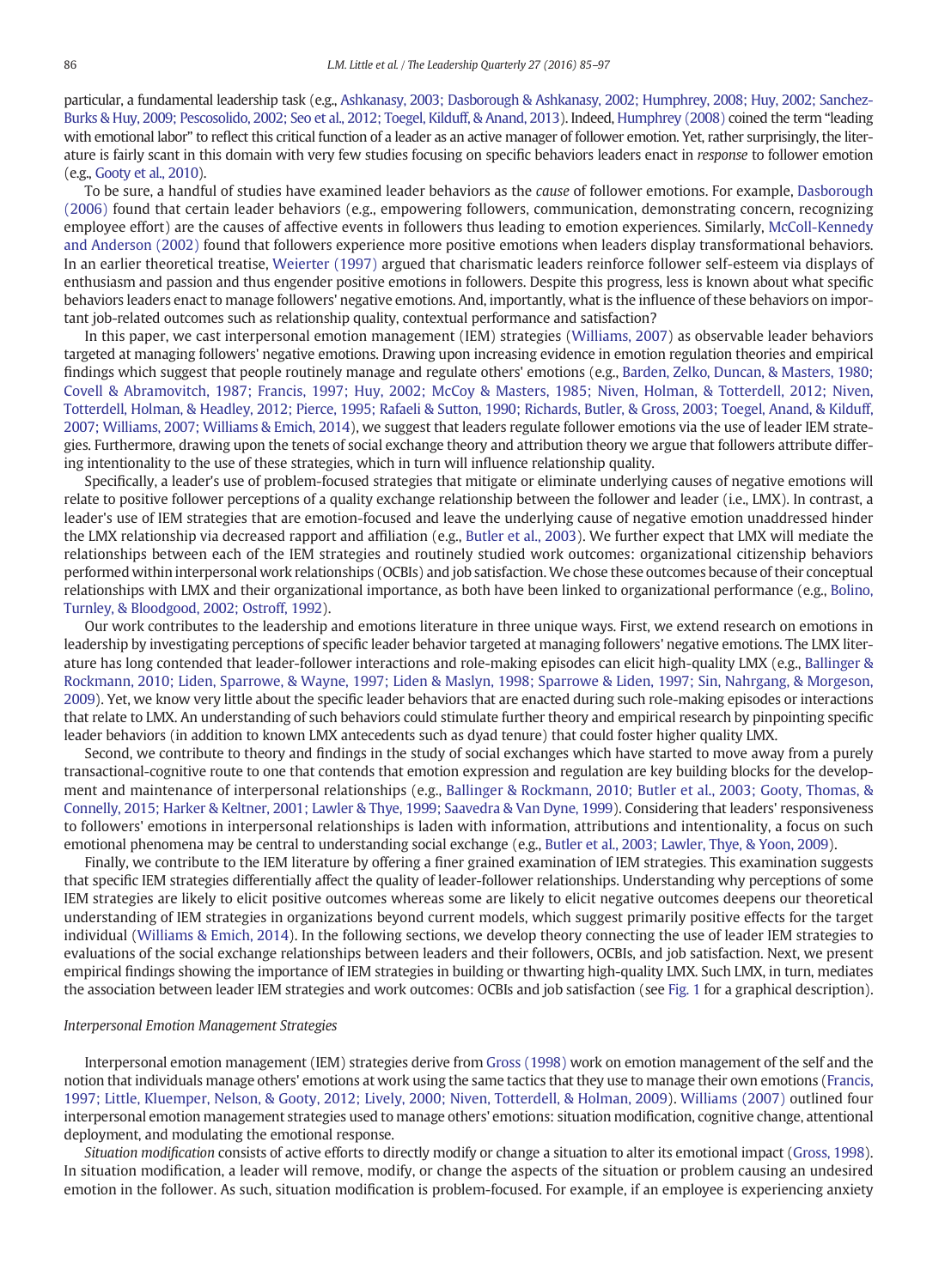particular, a fundamental leadership task (e.g., Ashkanasy, 2003; Dasborough & Ashkanasy, 2002; Humphrey, 2008; Huy, 2002; Sanchez-Burks & Huy, 2009; Pescosolido, 2002; Seo et al., 2012; Toegel, Kilduff, & Anand, 2013). Indeed, Humphrey (2008) coined the term "leading with emotional labor" to reflect this critical function of a leader as an active manager of follower emotion. Yet, rather surprisingly, the literature is fairly scant in this domain with very few studies focusing on specific behaviors leaders enact in *response* to follower emotion (e.g., Gooty et al., 2010).

To be sure, a handful of studies have examined leader behaviors as the *cause* of follower emotions. For example, Dasborough (2006) found that certain leader behaviors (e.g., empowering followers, communication, demonstrating concern, recognizing employee effort) are the causes of affective events in followers thus leading to emotion experiences. Similarly, McColl-Kennedy and Anderson (2002) found that followers experience more positive emotions when leaders display transformational behaviors. In an earlier theoretical treatise, Weierter (1997) argued that charismatic leaders reinforce follower self-esteem via displays of enthusiasm and passion and thus engender positive emotions in followers. Despite this progress, less is known about what specific behaviors leaders enact to manage followers' negative emotions. And, importantly, what is the influence of these behaviors on important job-related outcomes such as relationship quality, contextual performance and satisfaction?

In this paper, we cast interpersonal emotion management (IEM) strategies (Williams, 2007) as observable leader behaviors targeted at managing followers' negative emotions. Drawing upon increasing evidence in emotion regulation theories and empirical findings which suggest that people routinely manage and regulate others' emotions (e.g., Barden, Zelko, Duncan, & Masters, 1980; Covell & Abramovitch, 1987; Francis, 1997; Huy, 2002; McCoy & Masters, 1985; Niven, Holman, & Totterdell, 2012; Niven, Totterdell, Holman, & Headley, 2012; Pierce, 1995; Rafaeli & Sutton, 1990; Richards, Butler, & Gross, 2003; Toegel, Anand, & Kilduff, 2007; Williams, 2007; Williams & Emich, 2014), we suggest that leaders regulate follower emotions via the use of leader IEM strategies. Furthermore, drawing upon the tenets of social exchange theory and attribution theory we argue that followers attribute differing intentionality to the use of these strategies, which in turn will influence relationship quality.

Specifically, a leader's use of problem-focused strategies that mitigate or eliminate underlying causes of negative emotions will relate to positive follower perceptions of a quality exchange relationship between the follower and leader (i.e., LMX). In contrast, a leader's use of IEM strategies that are emotion-focused and leave the underlying cause of negative emotion unaddressed hinder the LMX relationship via decreased rapport and affiliation (e.g., Butler et al., 2003). We further expect that LMX will mediate the relationships between each of the IEM strategies and routinely studied work outcomes: organizational citizenship behaviors performed within interpersonal work relationships (OCBIs) and job satisfaction. We chose these outcomes because of their conceptual relationships with LMX and their organizational importance, as both have been linked to organizational performance (e.g., Bolino, Turnley, & Bloodgood, 2002; Ostroff, 1992).

Our work contributes to the leadership and emotions literature in three unique ways. First, we extend research on emotions in leadership by investigating perceptions of specific leader behavior targeted at managing followers' negative emotions. The LMX literature has long contended that leader-follower interactions and role-making episodes can elicit high-quality LMX (e.g., Ballinger & Rockmann, 2010; Liden, Sparrowe, & Wayne, 1997; Liden & Maslyn, 1998; Sparrowe & Liden, 1997; Sin, Nahrgang, & Morgeson, 2009). Yet, we know very little about the specific leader behaviors that are enacted during such role-making episodes or interactions that relate to LMX. An understanding of such behaviors could stimulate further theory and empirical research by pinpointing specific leader behaviors (in addition to known LMX antecedents such as dyad tenure) that could foster higher quality LMX.

Second, we contribute to theory and findings in the study of social exchanges which have started to move away from a purely transactional-cognitive route to one that contends that emotion expression and regulation are key building blocks for the development and maintenance of interpersonal relationships (e.g., Ballinger & Rockmann, 2010; Butler et al., 2003; Gooty, Thomas, & Connelly, 2015; Harker & Keltner, 2001; Lawler & Thye, 1999; Saavedra & Van Dyne, 1999). Considering that leaders' responsiveness to followers' emotions in interpersonal relationships is laden with information, attributions and intentionality, a focus on such emotional phenomena may be central to understanding social exchange (e.g., Butler et al., 2003; Lawler, Thye, & Yoon, 2009).

Finally, we contribute to the IEM literature by offering a finer grained examination of IEM strategies. This examination suggests that specific IEM strategies differentially affect the quality of leader-follower relationships. Understanding why perceptions of some IEM strategies are likely to elicit positive outcomes whereas some are likely to elicit negative outcomes deepens our theoretical understanding of IEM strategies in organizations beyond current models, which suggest primarily positive effects for the target individual (Williams & Emich, 2014). In the following sections, we develop theory connecting the use of leader IEM strategies to evaluations of the social exchange relationships between leaders and their followers, OCBIs, and job satisfaction. Next, we present empirical findings showing the importance of IEM strategies in building or thwarting high-quality LMX. Such LMX, in turn, mediates the association between leader IEM strategies and work outcomes: OCBIs and job satisfaction (see Fig. 1 for a graphical description).

### *Interpersonal Emotion Management Strategies*

Interpersonal emotion management (IEM) strategies derive from Gross (1998) work on emotion management of the self and the notion that individuals manage others' emotions at work using the same tactics that they use to manage their own emotions (Francis, 1997; Little, Kluemper, Nelson, & Gooty, 2012; Lively, 2000; Niven, Totterdell, & Holman, 2009). Williams (2007) outlined four interpersonal emotion management strategies used to manage others' emotions: situation modification, cognitive change, attentional deployment, and modulating the emotional response.

*Situation modification* consists of active efforts to directly modify or change a situation to alter its emotional impact (Gross, 1998). In situation modification, a leader will remove, modify, or change the aspects of the situation or problem causing an undesired emotion in the follower. As such, situation modification is problem-focused. For example, if an employee is experiencing anxiety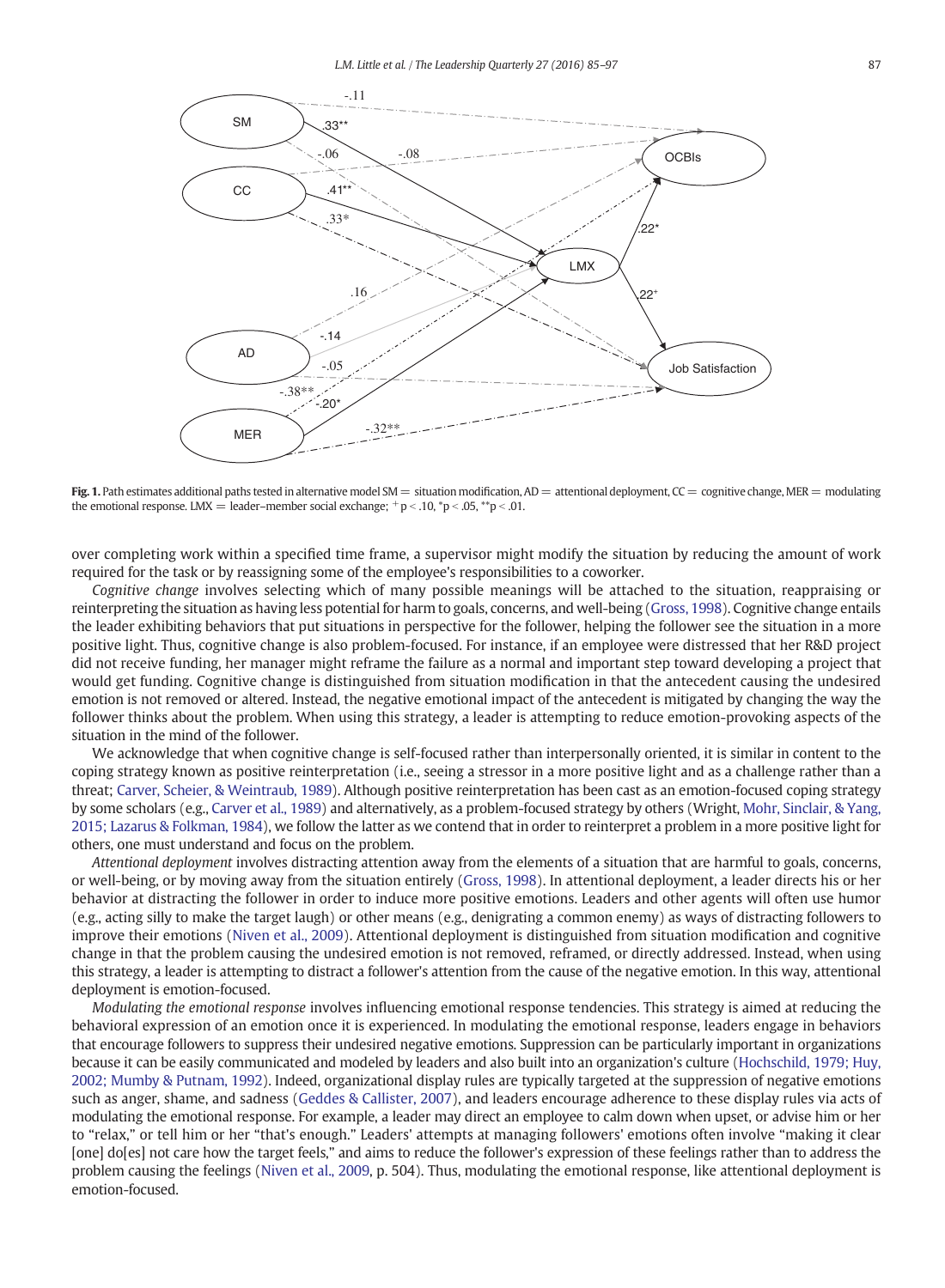SM

CC

AD

MER

LMX

OCBIs

Job Satisfaction

-.11

.33**

-.06

-.08

.41**

.33*

.16

-.14

-.05

-.38**

-.20*

-.32**

.22*

.22+

**Fig. 1.** Path estimates additional paths tested in alternative model SM = situation modification, AD = attentional deployment, CC = cognitive change, MER = modulating the emotional response. LMX = leader–member social exchange; $^{+}p < .10$, $^{*}p < .05$, $^{**}p < .01$.

over completing work within a specified time frame, a supervisor might modify the situation by reducing the amount of work required for the task or by reassigning some of the employee's responsibilities to a coworker.

*Cognitive change* involves selecting which of many possible meanings will be attached to the situation, reappraising or reinterpreting the situation as having less potential for harm to goals, concerns, and well-being (Gross, 1998). Cognitive change entails the leader exhibiting behaviors that put situations in perspective for the follower, helping the follower see the situation in a more positive light. Thus, cognitive change is also problem-focused. For instance, if an employee were distressed that her R&D project did not receive funding, her manager might reframe the failure as a normal and important step toward developing a project that would get funding. Cognitive change is distinguished from situation modification in that the antecedent causing the undesired emotion is not removed or altered. Instead, the negative emotional impact of the antecedent is mitigated by changing the way the follower thinks about the problem. When using this strategy, a leader is attempting to reduce emotion-provoking aspects of the situation in the mind of the follower.

We acknowledge that when cognitive change is self-focused rather than interpersonally oriented, it is similar in content to the coping strategy known as positive reinterpretation (i.e., seeing a stressor in a more positive light and as a challenge rather than a threat; Carver, Scheier, & Weintraub, 1989). Although positive reinterpretation has been cast as an emotion-focused coping strategy by some scholars (e.g., Carver et al., 1989) and alternatively, as a problem-focused strategy by others (Wright, Mohr, Sinclair, & Yang, 2015; Lazarus & Folkman, 1984), we follow the latter as we contend that in order to reinterpret a problem in a more positive light for others, one must understand and focus on the problem.

*Attentional deployment* involves distracting attention away from the elements of a situation that are harmful to goals, concerns, or well-being, or by moving away from the situation entirely (Gross, 1998). In attentional deployment, a leader directs his or her behavior at distracting the follower in order to induce more positive emotions. Leaders and other agents will often use humor (e.g., acting silly to make the target laugh) or other means (e.g., denigrating a common enemy) as ways of distracting followers to improve their emotions (Niven et al., 2009). Attentional deployment is distinguished from situation modification and cognitive change in that the problem causing the undesired emotion is not removed, reframed, or directly addressed. Instead, when using this strategy, a leader is attempting to distract a follower's attention from the cause of the negative emotion. In this way, attentional deployment is emotion-focused.

*Modulating the emotional response* involves influencing emotional response tendencies. This strategy is aimed at reducing the behavioral expression of an emotion once it is experienced. In modulating the emotional response, leaders engage in behaviors that encourage followers to suppress their undesired negative emotions. Suppression can be particularly important in organizations because it can be easily communicated and modeled by leaders and also built into an organization's culture (Hochschild, 1979; Huy, 2002; Mumby & Putnam, 1992). Indeed, organizational display rules are typically targeted at the suppression of negative emotions such as anger, shame, and sadness (Geddes & Callister, 2007), and leaders encourage adherence to these display rules via acts of modulating the emotional response. For example, a leader may direct an employee to calm down when upset, or advise him or her to "relax," or tell him or her "that's enough." Leaders' attempts at managing followers' emotions often involve "making it clear [one] do[es] not care how the target feels," and aims to reduce the follower's expression of these feelings rather than to address the problem causing the feelings (Niven et al., 2009, p. 504). Thus, modulating the emotional response, like attentional deployment is emotion-focused.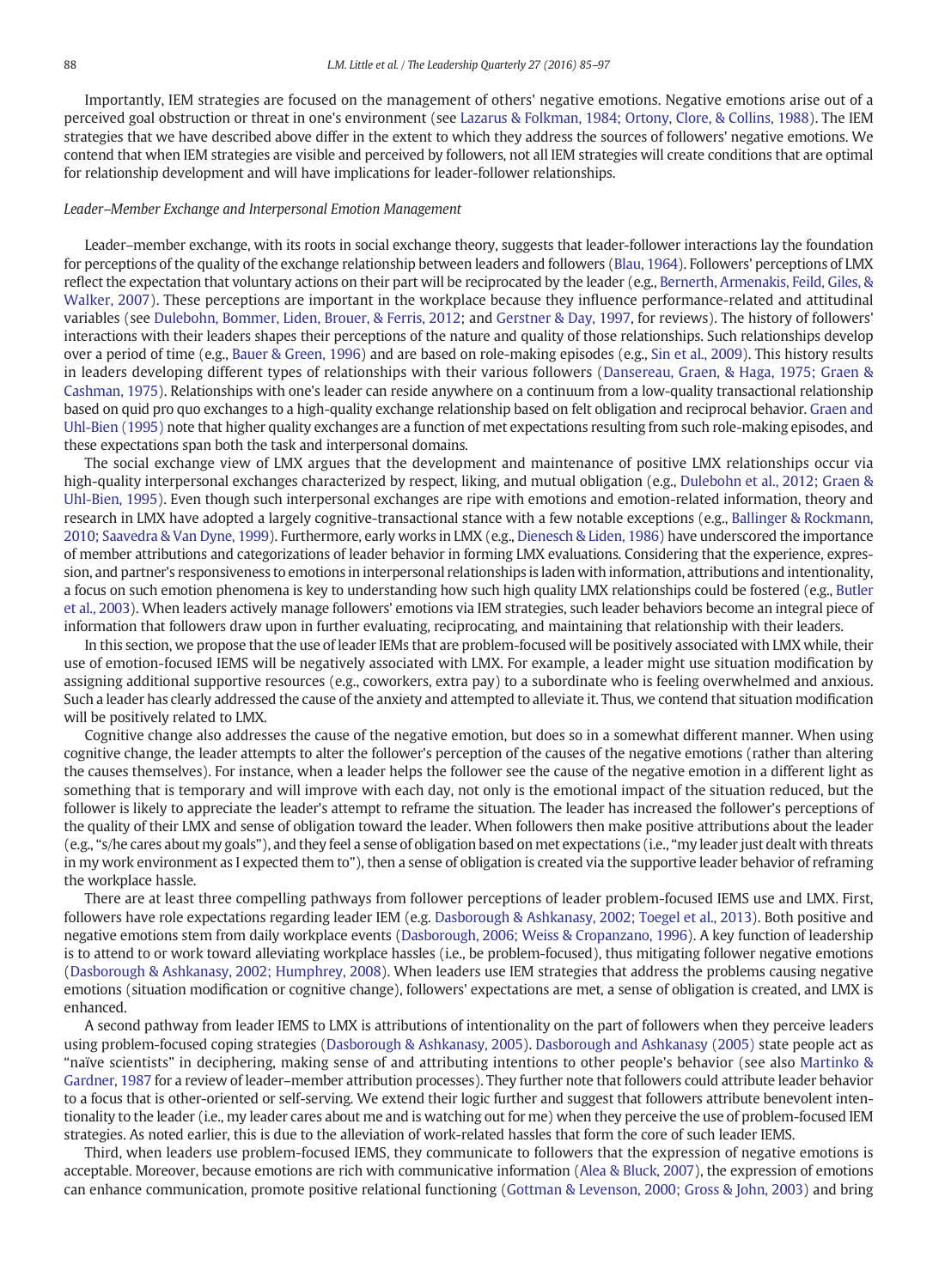Importantly, IEM strategies are focused on the management of others' negative emotions. Negative emotions arise out of a perceived goal obstruction or threat in one's environment (see Lazarus & Folkman, 1984; Ortony, Clore, & Collins, 1988). The IEM strategies that we have described above differ in the extent to which they address the sources of followers' negative emotions. We contend that when IEM strategies are visible and perceived by followers, not all IEM strategies will create conditions that are optimal for relationship development and will have implications for leader-follower relationships.

*Leader–Member Exchange and Interpersonal Emotion Management*

Leader–member exchange, with its roots in social exchange theory, suggests that leader-follower interactions lay the foundation for perceptions of the quality of the exchange relationship between leaders and followers (Blau, 1964). Followers' perceptions of LMX reflect the expectation that voluntary actions on their part will be reciprocated by the leader (e.g., Bernerth, Armenakis, Feild, Giles, & Walker, 2007). These perceptions are important in the workplace because they influence performance-related and attitudinal variables (see Dulebohn, Bommer, Liden, Brouer, & Ferris, 2012; and Gerstner & Day, 1997, for reviews). The history of followers' interactions with their leaders shapes their perceptions of the nature and quality of those relationships. Such relationships develop over a period of time (e.g., Bauer & Green, 1996) and are based on role-making episodes (e.g., Sin et al., 2009). This history results in leaders developing different types of relationships with their various followers (Dansereau, Graen, & Haga, 1975; Graen & Cashman, 1975). Relationships with one's leader can reside anywhere on a continuum from a low-quality transactional relationship based on quid pro quo exchanges to a high-quality exchange relationship based on felt obligation and reciprocal behavior. Graen and Uhl-Bien (1995) note that higher quality exchanges are a function of met expectations resulting from such role-making episodes, and these expectations span both the task and interpersonal domains.

The social exchange view of LMX argues that the development and maintenance of positive LMX relationships occur via high-quality interpersonal exchanges characterized by respect, liking, and mutual obligation (e.g., Dulebohn et al., 2012; Graen & Uhl-Bien, 1995). Even though such interpersonal exchanges are ripe with emotions and emotion-related information, theory and research in LMX have adopted a largely cognitive-transactional stance with a few notable exceptions (e.g., Ballinger & Rockmann, 2010; Saavedra & Van Dyne, 1999). Furthermore, early works in LMX (e.g., Dienesch & Liden, 1986) have underscored the importance of member attributions and categorizations of leader behavior in forming LMX evaluations. Considering that the experience, expression, and partner's responsiveness to emotions in interpersonal relationships is laden with information, attributions and intentionality, a focus on such emotion phenomena is key to understanding how such high quality LMX relationships could be fostered (e.g., Butler et al., 2003). When leaders actively manage followers' emotions via IEM strategies, such leader behaviors become an integral piece of information that followers draw upon in further evaluating, reciprocating, and maintaining that relationship with their leaders.

In this section, we propose that the use of leader IEMs that are problem-focused will be positively associated with LMX while, their use of emotion-focused IEMS will be negatively associated with LMX. For example, a leader might use situation modification by assigning additional supportive resources (e.g., coworkers, extra pay) to a subordinate who is feeling overwhelmed and anxious. Such a leader has clearly addressed the cause of the anxiety and attempted to alleviate it. Thus, we contend that situation modification will be positively related to LMX.

Cognitive change also addresses the cause of the negative emotion, but does so in a somewhat different manner. When using cognitive change, the leader attempts to alter the follower's perception of the causes of the negative emotions (rather than altering the causes themselves). For instance, when a leader helps the follower see the cause of the negative emotion in a different light as something that is temporary and will improve with each day, not only is the emotional impact of the situation reduced, but the follower is likely to appreciate the leader's attempt to reframe the situation. The leader has increased the follower's perceptions of the quality of their LMX and sense of obligation toward the leader. When followers then make positive attributions about the leader (e.g., "s/he cares about my goals"), and they feel a sense of obligation based on met expectations (i.e., "my leader just dealt with threats in my work environment as I expected them to"), then a sense of obligation is created via the supportive leader behavior of reframing the workplace hassle.

There are at least three compelling pathways from follower perceptions of leader problem-focused IEMS use and LMX. First, followers have role expectations regarding leader IEM (e.g. Dasborough & Ashkanasy, 2002; Toegel et al., 2013). Both positive and negative emotions stem from daily workplace events (Dasborough, 2006; Weiss & Cropanzano, 1996). A key function of leadership is to attend to or work toward alleviating workplace hassles (i.e., be problem-focused), thus mitigating follower negative emotions (Dasborough & Ashkanasy, 2002; Humphrey, 2008). When leaders use IEM strategies that address the problems causing negative emotions (situation modification or cognitive change), followers' expectations are met, a sense of obligation is created, and LMX is enhanced.

A second pathway from leader IEMS to LMX is attributions of intentionality on the part of followers when they perceive leaders using problem-focused coping strategies (Dasborough & Ashkanasy, 2005). Dasborough and Ashkanasy (2005) state people act as "naïve scientists" in deciphering, making sense of and attributing intentions to other people's behavior (see also Martinko & Gardner, 1987 for a review of leader–member attribution processes). They further note that followers could attribute leader behavior to a focus that is other-oriented or self-serving. We extend their logic further and suggest that followers attribute benevolent intentionality to the leader (i.e., my leader cares about me and is watching out for me) when they perceive the use of problem-focused IEM strategies. As noted earlier, this is due to the alleviation of work-related hassles that form the core of such leader IEMS.

Third, when leaders use problem-focused IEMS, they communicate to followers that the expression of negative emotions is acceptable. Moreover, because emotions are rich with communicative information (Alea & Bluck, 2007), the expression of emotions can enhance communication, promote positive relational functioning (Gottman & Levenson, 2000; Gross & John, 2003) and bring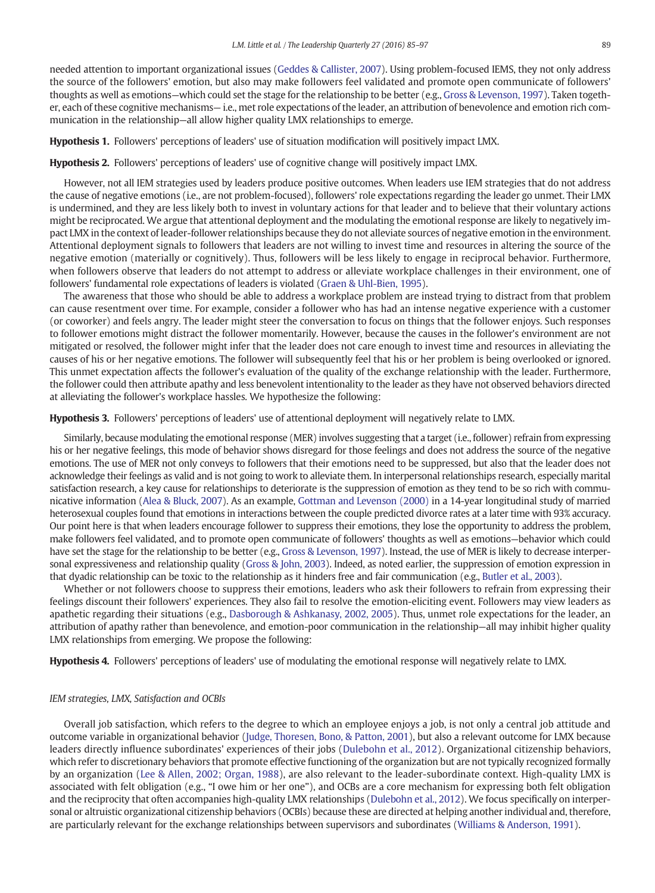needed attention to important organizational issues (Geddes & Callister, 2007). Using problem-focused IEMS, they not only address the source of the followers' emotion, but also may make followers feel validated and promote open communicate of followers' thoughts as well as emotions—which could set the stage for the relationship to be better (e.g., Gross & Levenson, 1997). Taken together, each of these cognitive mechanisms— i.e., met role expectations of the leader, an attribution of benevolence and emotion rich communication in the relationship—all allow higher quality LMX relationships to emerge.

**Hypothesis 1.** Followers' perceptions of leaders' use of situation modification will positively impact LMX.

**Hypothesis 2.** Followers' perceptions of leaders' use of cognitive change will positively impact LMX.

However, not all IEM strategies used by leaders produce positive outcomes. When leaders use IEM strategies that do not address the cause of negative emotions (i.e., are not problem-focused), followers' role expectations regarding the leader go unmet. Their LMX is undermined, and they are less likely both to invest in voluntary actions for that leader and to believe that their voluntary actions might be reciprocated. We argue that attentional deployment and the modulating the emotional response are likely to negatively impact LMX in the context of leader-follower relationships because they do not alleviate sources of negative emotion in the environment. Attentional deployment signals to followers that leaders are not willing to invest time and resources in altering the source of the negative emotion (materially or cognitively). Thus, followers will be less likely to engage in reciprocal behavior. Furthermore, when followers observe that leaders do not attempt to address or alleviate workplace challenges in their environment, one of followers' fundamental role expectations of leaders is violated (Graen & Uhl-Bien, 1995).

The awareness that those who should be able to address a workplace problem are instead trying to distract from that problem can cause resentment over time. For example, consider a follower who has had an intense negative experience with a customer (or coworker) and feels angry. The leader might steer the conversation to focus on things that the follower enjoys. Such responses to follower emotions might distract the follower momentarily. However, because the causes in the follower's environment are not mitigated or resolved, the follower might infer that the leader does not care enough to invest time and resources in alleviating the causes of his or her negative emotions. The follower will subsequently feel that his or her problem is being overlooked or ignored. This unmet expectation affects the follower's evaluation of the quality of the exchange relationship with the leader. Furthermore, the follower could then attribute apathy and less benevolent intentionality to the leader as they have not observed behaviors directed at alleviating the follower's workplace hassles. We hypothesize the following:

**Hypothesis 3.** Followers' perceptions of leaders' use of attentional deployment will negatively relate to LMX.

Similarly, because modulating the emotional response (MER) involves suggesting that a target (i.e., follower) refrain from expressing his or her negative feelings, this mode of behavior shows disregard for those feelings and does not address the source of the negative emotions. The use of MER not only conveys to followers that their emotions need to be suppressed, but also that the leader does not acknowledge their feelings as valid and is not going to work to alleviate them. In interpersonal relationships research, especially marital satisfaction research, a key cause for relationships to deteriorate is the suppression of emotion as they tend to be so rich with communicative information (Alea & Bluck, 2007). As an example, Gottman and Levenson (2000) in a 14-year longitudinal study of married heterosexual couples found that emotions in interactions between the couple predicted divorce rates at a later time with 93% accuracy. Our point here is that when leaders encourage follower to suppress their emotions, they lose the opportunity to address the problem, make followers feel validated, and to promote open communicate of followers' thoughts as well as emotions—behavior which could have set the stage for the relationship to be better (e.g., Gross & Levenson, 1997). Instead, the use of MER is likely to decrease interpersonal expressiveness and relationship quality (Gross & John, 2003). Indeed, as noted earlier, the suppression of emotion expression in that dyadic relationship can be toxic to the relationship as it hinders free and fair communication (e.g., Butler et al., 2003).

Whether or not followers choose to suppress their emotions, leaders who ask their followers to refrain from expressing their feelings discount their followers' experiences. They also fail to resolve the emotion-eliciting event. Followers may view leaders as apathetic regarding their situations (e.g., Dasborough & Ashkanasy, 2002, 2005). Thus, unmet role expectations for the leader, an attribution of apathy rather than benevolence, and emotion-poor communication in the relationship—all may inhibit higher quality LMX relationships from emerging. We propose the following:

**Hypothesis 4.** Followers' perceptions of leaders' use of modulating the emotional response will negatively relate to LMX.

### *IEM strategies, LMX, Satisfaction and OCBIs*

Overall job satisfaction, which refers to the degree to which an employee enjoys a job, is not only a central job attitude and outcome variable in organizational behavior (Judge, Thoresen, Bono, & Patton, 2001), but also a relevant outcome for LMX because leaders directly influence subordinates' experiences of their jobs (Dulebohn et al., 2012). Organizational citizenship behaviors, which refer to discretionary behaviors that promote effective functioning of the organization but are not typically recognized formally by an organization (Lee & Allen, 2002; Organ, 1988), are also relevant to the leader-subordinate context. High-quality LMX is associated with felt obligation (e.g., "I owe him or her one"), and OCBs are a core mechanism for expressing both felt obligation and the reciprocity that often accompanies high-quality LMX relationships (Dulebohn et al., 2012). We focus specifically on interpersonal or altruistic organizational citizenship behaviors (OCBIs) because these are directed at helping another individual and, therefore, are particularly relevant for the exchange relationships between supervisors and subordinates (Williams & Anderson, 1991).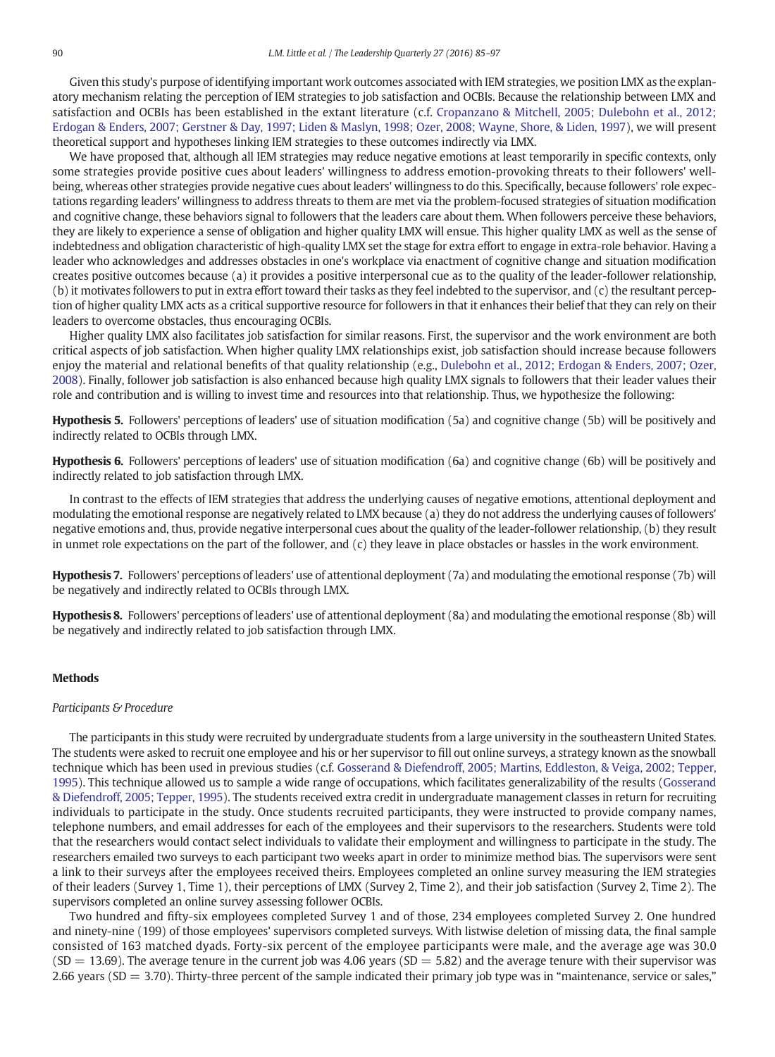Given this study's purpose of identifying important work outcomes associated with IEM strategies, we position LMX as the explanatory mechanism relating the perception of IEM strategies to job satisfaction and OCBIs. Because the relationship between LMX and satisfaction and OCBIs has been established in the extant literature (c.f. Cropanzano & Mitchell, 2005; Dulebohn et al., 2012; Erdogan & Enders, 2007; Gerstner & Day, 1997; Liden & Maslyn, 1998; Ozer, 2008; Wayne, Shore, & Liden, 1997), we will present theoretical support and hypotheses linking IEM strategies to these outcomes indirectly via LMX.

We have proposed that, although all IEM strategies may reduce negative emotions at least temporarily in specific contexts, only some strategies provide positive cues about leaders' willingness to address emotion-provoking threats to their followers' well-being, whereas other strategies provide negative cues about leaders' willingness to do this. Specifically, because followers' role expectations regarding leaders' willingness to address threats to them are met via the problem-focused strategies of situation modification and cognitive change, these behaviors signal to followers that the leaders care about them. When followers perceive these behaviors, they are likely to experience a sense of obligation and higher quality LMX will ensue. This higher quality LMX as well as the sense of indebtedness and obligation characteristic of high-quality LMX set the stage for extra effort to engage in extra-role behavior. Having a leader who acknowledges and addresses obstacles in one's workplace via enactment of cognitive change and situation modification creates positive outcomes because (a) it provides a positive interpersonal cue as to the quality of the leader-follower relationship, (b) it motivates followers to put in extra effort toward their tasks as they feel indebted to the supervisor, and (c) the resultant perception of higher quality LMX acts as a critical supportive resource for followers in that it enhances their belief that they can rely on their leaders to overcome obstacles, thus encouraging OCBIs.

Higher quality LMX also facilitates job satisfaction for similar reasons. First, the supervisor and the work environment are both critical aspects of job satisfaction. When higher quality LMX relationships exist, job satisfaction should increase because followers enjoy the material and relational benefits of that quality relationship (e.g., Dulebohn et al., 2012; Erdogan & Enders, 2007; Ozer, 2008). Finally, follower job satisfaction is also enhanced because high quality LMX signals to followers that their leader values their role and contribution and is willing to invest time and resources into that relationship. Thus, we hypothesize the following:

**Hypothesis 5.** Followers' perceptions of leaders' use of situation modification (5a) and cognitive change (5b) will be positively and indirectly related to OCBIs through LMX.

**Hypothesis 6.** Followers' perceptions of leaders' use of situation modification (6a) and cognitive change (6b) will be positively and indirectly related to job satisfaction through LMX.

In contrast to the effects of IEM strategies that address the underlying causes of negative emotions, attentional deployment and modulating the emotional response are negatively related to LMX because (a) they do not address the underlying causes of followers' negative emotions and, thus, provide negative interpersonal cues about the quality of the leader-follower relationship, (b) they result in unmet role expectations on the part of the follower, and (c) they leave in place obstacles or hassles in the work environment.

**Hypothesis 7.** Followers' perceptions of leaders' use of attentional deployment (7a) and modulating the emotional response (7b) will be negatively and indirectly related to OCBIs through LMX.

**Hypothesis 8.** Followers' perceptions of leaders' use of attentional deployment (8a) and modulating the emotional response (8b) will be negatively and indirectly related to job satisfaction through LMX.

## Methods

### *Participants & Procedure*

The participants in this study were recruited by undergraduate students from a large university in the southeastern United States. The students were asked to recruit one employee and his or her supervisor to fill out online surveys, a strategy known as the snowball technique which has been used in previous studies (c.f. Gosserand & Diefendorff, 2005; Martins, Eddleston, & Veiga, 2002; Tepper, 1995). This technique allowed us to sample a wide range of occupations, which facilitates generalizability of the results (Gosserand & Diefendorff, 2005; Tepper, 1995). The students received extra credit in undergraduate management classes in return for recruiting individuals to participate in the study. Once students recruited participants, they were instructed to provide company names, telephone numbers, and email addresses for each of the employees and their supervisors to the researchers. Students were told that the researchers would contact select individuals to validate their employment and willingness to participate in the study. The researchers emailed two surveys to each participant two weeks apart in order to minimize method bias. The supervisors were sent a link to their surveys after the employees received theirs. Employees completed an online survey measuring the IEM strategies of their leaders (Survey 1, Time 1), their perceptions of LMX (Survey 2, Time 2), and their job satisfaction (Survey 2, Time 2). The supervisors completed an online survey assessing follower OCBIs.

Two hundred and fifty-six employees completed Survey 1 and of those, 234 employees completed Survey 2. One hundred and ninety-nine (199) of those employees' supervisors completed surveys. With listwise deletion of missing data, the final sample consisted of 163 matched dyads. Forty-six percent of the employee participants were male, and the average age was 30.0 ($SD = 13.69$). The average tenure in the current job was 4.06 years ($SD = 5.82$) and the average tenure with their supervisor was 2.66 years ($SD = 3.70$). Thirty-three percent of the sample indicated their primary job type was in "maintenance, service or sales,"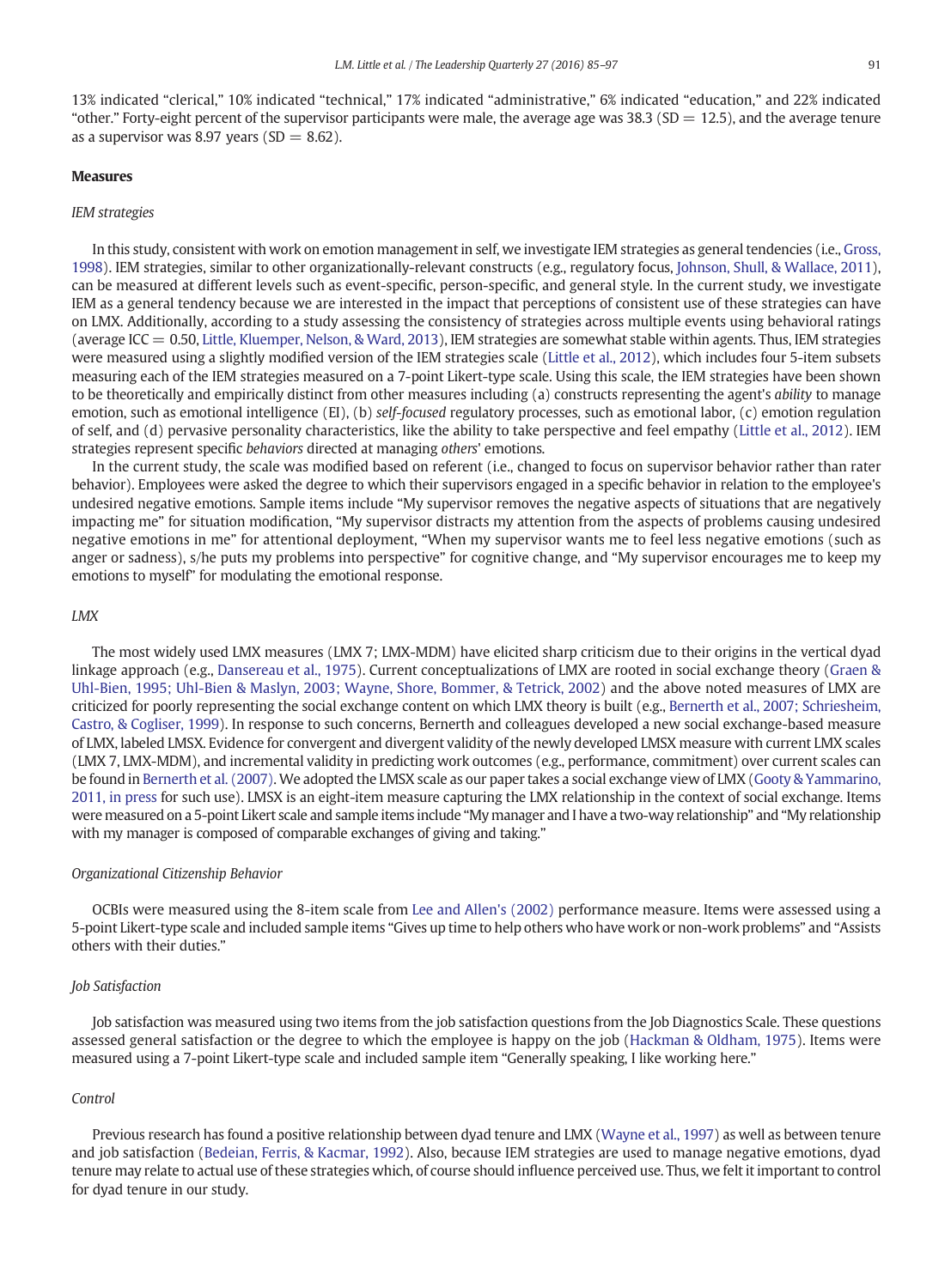13% indicated "clerical," 10% indicated "technical," 17% indicated "administrative," 6% indicated "education," and 22% indicated "other." Forty-eight percent of the supervisor participants were male, the average age was 38.3 (SD = 12.5), and the average tenure as a supervisor was 8.97 years (SD = 8.62).

### Measures

#### *IEM strategies*

In this study, consistent with work on emotion management in self, we investigate IEM strategies as general tendencies (i.e., Gross, 1998). IEM strategies, similar to other organizationally-relevant constructs (e.g., regulatory focus, Johnson, Shull, & Wallace, 2011), can be measured at different levels such as event-specific, person-specific, and general style. In the current study, we investigate IEM as a general tendency because we are interested in the impact that perceptions of consistent use of these strategies can have on LMX. Additionally, according to a study assessing the consistency of strategies across multiple events using behavioral ratings (average ICC = 0.50, Little, Kluemper, Nelson, & Ward, 2013), IEM strategies are somewhat stable within agents. Thus, IEM strategies were measured using a slightly modified version of the IEM strategies scale (Little et al., 2012), which includes four 5-item subsets measuring each of the IEM strategies measured on a 7-point Likert-type scale. Using this scale, the IEM strategies have been shown to be theoretically and empirically distinct from other measures including (a) constructs representing the agent's *ability* to manage emotion, such as emotional intelligence (EI), (b) *self-focused* regulatory processes, such as emotional labor, (c) emotion regulation of self, and (d) pervasive personality characteristics, like the ability to take perspective and feel empathy (Little et al., 2012). IEM strategies represent specific *behaviors* directed at managing *others*' emotions.

In the current study, the scale was modified based on referent (i.e., changed to focus on supervisor behavior rather than rater behavior). Employees were asked the degree to which their supervisors engaged in a specific behavior in relation to the employee's undesired negative emotions. Sample items include "My supervisor removes the negative aspects of situations that are negatively impacting me" for situation modification, "My supervisor distracts my attention from the aspects of problems causing undesired negative emotions in me" for attentional deployment, "When my supervisor wants me to feel less negative emotions (such as anger or sadness), s/he puts my problems into perspective" for cognitive change, and "My supervisor encourages me to keep my emotions to myself" for modulating the emotional response.

#### *LMX*

The most widely used LMX measures (LMX 7; LMX-MDM) have elicited sharp criticism due to their origins in the vertical dyad linkage approach (e.g., Dansereau et al., 1975). Current conceptualizations of LMX are rooted in social exchange theory (Graen & Uhl-Bien, 1995; Uhl-Bien & Maslyn, 2003; Wayne, Shore, Bommer, & Tetrick, 2002) and the above noted measures of LMX are criticized for poorly representing the social exchange content on which LMX theory is built (e.g., Bernerth et al., 2007; Schriesheim, Castro, & Cogliser, 1999). In response to such concerns, Bernerth and colleagues developed a new social exchange-based measure of LMX, labeled LMSX. Evidence for convergent and divergent validity of the newly developed LMSX measure with current LMX scales (LMX 7, LMX-MDM), and incremental validity in predicting work outcomes (e.g., performance, commitment) over current scales can be found in Bernerth et al. (2007). We adopted the LMSX scale as our paper takes a social exchange view of LMX (Gooty & Yammarino, 2011, in press for such use). LMSX is an eight-item measure capturing the LMX relationship in the context of social exchange. Items were measured on a 5-point Likert scale and sample items include "My manager and I have a two-way relationship" and "My relationship with my manager is composed of comparable exchanges of giving and taking."

#### *Organizational Citizenship Behavior*

OCBIs were measured using the 8-item scale from Lee and Allen's (2002) performance measure. Items were assessed using a 5-point Likert-type scale and included sample items "Gives up time to help others who have work or non-work problems" and "Assists others with their duties."

#### *Job Satisfaction*

Job satisfaction was measured using two items from the job satisfaction questions from the Job Diagnostics Scale. These questions assessed general satisfaction or the degree to which the employee is happy on the job (Hackman & Oldham, 1975). Items were measured using a 7-point Likert-type scale and included sample item "Generally speaking, I like working here."

#### *Control*

Previous research has found a positive relationship between dyad tenure and LMX (Wayne et al., 1997) as well as between tenure and job satisfaction (Bedeian, Ferris, & Kacmar, 1992). Also, because IEM strategies are used to manage negative emotions, dyad tenure may relate to actual use of these strategies which, of course should influence perceived use. Thus, we felt it important to control for dyad tenure in our study.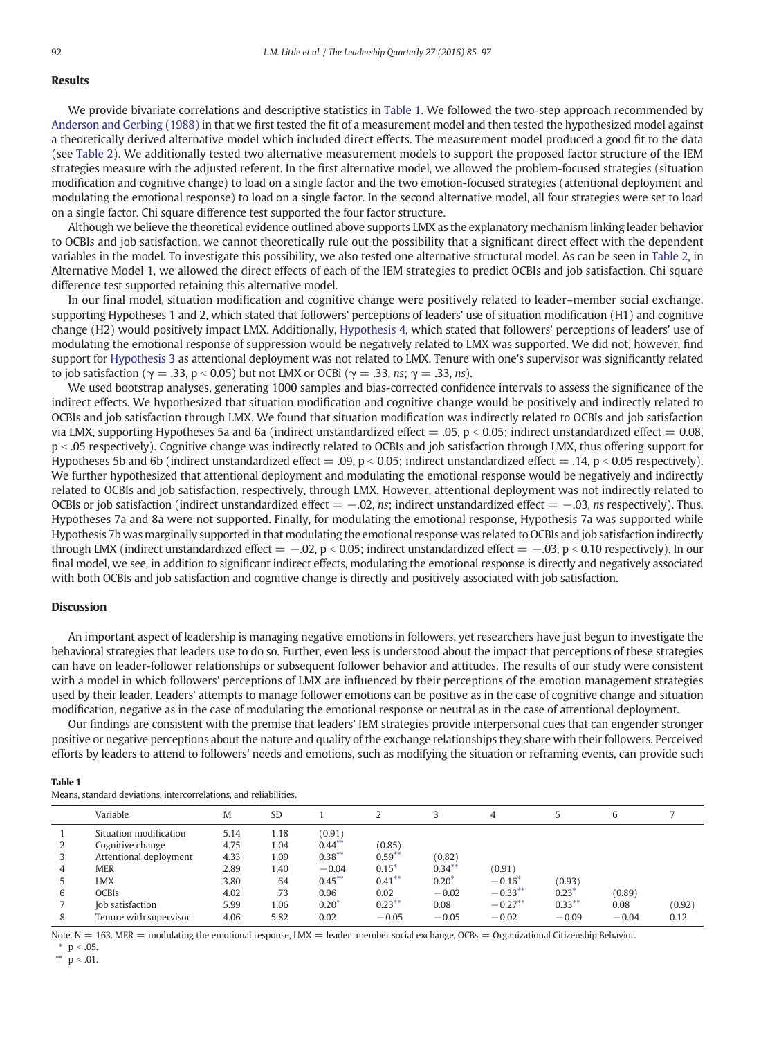## Results

We provide bivariate correlations and descriptive statistics in Table 1. We followed the two-step approach recommended by Anderson and Gerbing (1988) in that we first tested the fit of a measurement model and then tested the hypothesized model against a theoretically derived alternative model which included direct effects. The measurement model produced a good fit to the data (see Table 2). We additionally tested two alternative measurement models to support the proposed factor structure of the IEM strategies measure with the adjusted referent. In the first alternative model, we allowed the problem-focused strategies (situation modification and cognitive change) to load on a single factor and the two emotion-focused strategies (attentional deployment and modulating the emotional response) to load on a single factor. In the second alternative model, all four strategies were set to load on a single factor. Chi square difference test supported the four factor structure.

Although we believe the theoretical evidence outlined above supports LMX as the explanatory mechanism linking leader behavior to OCBIs and job satisfaction, we cannot theoretically rule out the possibility that a significant direct effect with the dependent variables in the model. To investigate this possibility, we also tested one alternative structural model. As can be seen in Table 2, in Alternative Model 1, we allowed the direct effects of each of the IEM strategies to predict OCBIs and job satisfaction. Chi square difference test supported retaining this alternative model.

In our final model, situation modification and cognitive change were positively related to leader–member social exchange, supporting Hypotheses 1 and 2, which stated that followers' perceptions of leaders' use of situation modification (H1) and cognitive change (H2) would positively impact LMX. Additionally, Hypothesis 4, which stated that followers' perceptions of leaders' use of modulating the emotional response of suppression would be negatively related to LMX was supported. We did not, however, find support for Hypothesis 3 as attentional deployment was not related to LMX. Tenure with one's supervisor was significantly related to job satisfaction ($\gamma = .33$, $p < 0.05$) but not LMX or OCBi ($\gamma = .33$, *ns*; $\gamma = .33$, *ns*).

We used bootstrap analyses, generating 1000 samples and bias-corrected confidence intervals to assess the significance of the indirect effects. We hypothesized that situation modification and cognitive change would be positively and indirectly related to OCBIs and job satisfaction through LMX. We found that situation modification was indirectly related to OCBIs and job satisfaction via LMX, supporting Hypotheses 5a and 6a (indirect unstandardized effect = .05, $p < 0.05$; indirect unstandardized effect = 0.08, $p < .05$ respectively). Cognitive change was indirectly related to OCBIs and job satisfaction through LMX, thus offering support for Hypotheses 5b and 6b (indirect unstandardized effect = .09, $p < 0.05$; indirect unstandardized effect = .14, $p < 0.05$ respectively). We further hypothesized that attentional deployment and modulating the emotional response would be negatively and indirectly related to OCBIs and job satisfaction, respectively, through LMX. However, attentional deployment was not indirectly related to OCBIs or job satisfaction (indirect unstandardized effect = −.02, *ns*; indirect unstandardized effect = −.03, *ns* respectively). Thus, Hypotheses 7a and 8a were not supported. Finally, for modulating the emotional response, Hypothesis 7a was supported while Hypothesis 7b was marginally supported in that modulating the emotional response was related to OCBIs and job satisfaction indirectly through LMX (indirect unstandardized effect = −.02, $p < 0.05$; indirect unstandardized effect = −.03, $p < 0.10$ respectively). In our final model, we see, in addition to significant indirect effects, modulating the emotional response is directly and negatively associated with both OCBIs and job satisfaction and cognitive change is directly and positively associated with job satisfaction.

## Discussion

An important aspect of leadership is managing negative emotions in followers, yet researchers have just begun to investigate the behavioral strategies that leaders use to do so. Further, even less is understood about the impact that perceptions of these strategies can have on leader-follower relationships or subsequent follower behavior and attitudes. The results of our study were consistent with a model in which followers' perceptions of LMX are influenced by their perceptions of the emotion management strategies used by their leader. Leaders' attempts to manage follower emotions can be positive as in the case of cognitive change and situation modification, negative as in the case of modulating the emotional response or neutral as in the case of attentional deployment.

Our findings are consistent with the premise that leaders' IEM strategies provide interpersonal cues that can engender stronger positive or negative perceptions about the nature and quality of the exchange relationships they share with their followers. Perceived efforts by leaders to attend to followers' needs and emotions, such as modifying the situation or reframing events, can provide such

**Table 1**
Means, standard deviations, intercorrelations, and reliabilities.

| | Variable | M | SD | 1 | 2 | 3 | 4 | 5 | 6 | 7 |
|---|---|---|---|---|---|---|---|---|---|---|
| 1 | Situation modification | 5.14 | 1.18 | (0.91) | | | | | | |
| 2 | Cognitive change | 4.75 | 1.04 | 0.44** | (0.85) | | | | | |
| 3 | Attentional deployment | 4.33 | 1.09 | 0.38** | 0.59** | (0.82) | | | | |
| 4 | MER | 2.89 | 1.40 | −0.04 | 0.15* | 0.34** | (0.91) | | | |
| 5 | LMX | 3.80 | .64 | 0.45** | 0.41** | 0.20* | −0.16* | (0.93) | | |
| 6 | OCBIs | 4.02 | .73 | 0.06 | 0.02 | −0.02 | −0.33** | 0.23* | (0.89) | |
| 7 | Job satisfaction | 5.99 | 1.06 | 0.20* | 0.23** | 0.08 | −0.27** | 0.33** | 0.08 | (0.92) |
| 8 | Tenure with supervisor | 4.06 | 5.82 | 0.02 | −0.05 | −0.05 | −0.02 | −0.09 | −0.04 | 0.12 |

Note. N = 163. MER = modulating the emotional response, LMX = leader–member social exchange, OCBs = Organizational Citizenship Behavior.
\* $p < .05$.
\** $p < .01$.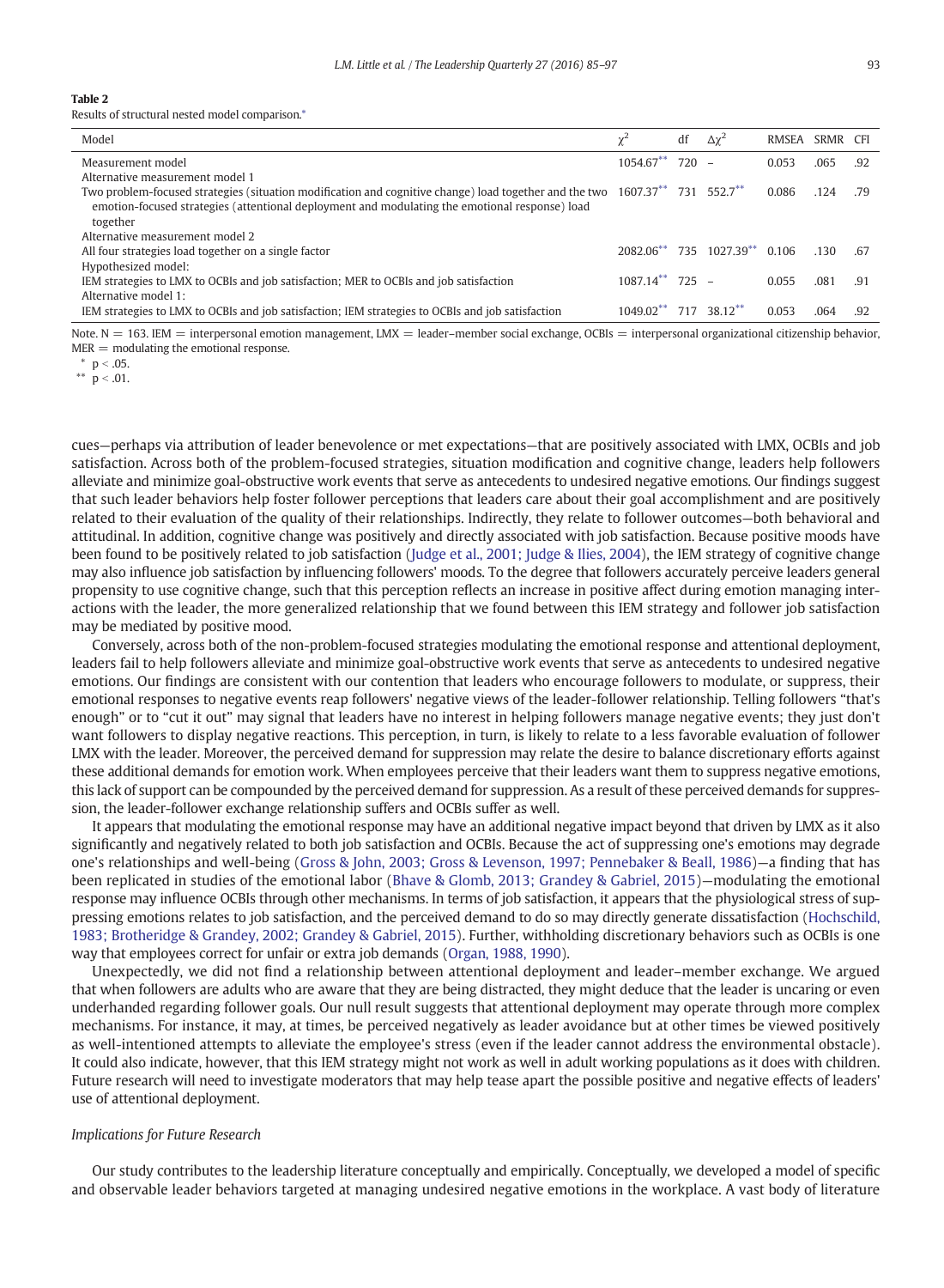**Table 2**
Results of structural nested model comparison.*

| Model | $\chi^2$ | df | $\Delta\chi^2$ | RMSEA | SRMR | CFI |
|---|---|---|---|---|---|---|
| Measurement model | 1054.67** | 720 | – | 0.053 | .065 | .92 |
| Alternative measurement model 1 | | | | | | |
| Two problem-focused strategies (situation modification and cognitive change) load together and the two emotion-focused strategies (attentional deployment and modulating the emotional response) load together | 1607.37** | 731 | 552.7** | 0.086 | .124 | .79 |
| Alternative measurement model 2 | | | | | | |
| All four strategies load together on a single factor | 2082.06** | 735 | 1027.39** | 0.106 | .130 | .67 |
| Hypothesized model: | | | | | | |
| IEM strategies to LMX to OCBIs and job satisfaction; MER to OCBIs and job satisfaction | 1087.14** | 725 | – | 0.055 | .081 | .91 |
| Alternative model 1: | | | | | | |
| IEM strategies to LMX to OCBIs and job satisfaction; IEM strategies to OCBIs and job satisfaction | 1049.02** | 717 | 38.12** | 0.053 | .064 | .92 |

Note. N = 163. IEM = interpersonal emotion management, LMX = leader–member social exchange, OCBIs = interpersonal organizational citizenship behavior, MER = modulating the emotional response.

\* $p < .05$.

\*\* $p < .01$.

cues—perhaps via attribution of leader benevolence or met expectations—that are positively associated with LMX, OCBIs and job satisfaction. Across both of the problem-focused strategies, situation modification and cognitive change, leaders help followers alleviate and minimize goal-obstructive work events that serve as antecedents to undesired negative emotions. Our findings suggest that such leader behaviors help foster follower perceptions that leaders care about their goal accomplishment and are positively related to their evaluation of the quality of their relationships. Indirectly, they relate to follower outcomes—both behavioral and attitudinal. In addition, cognitive change was positively and directly associated with job satisfaction. Because positive moods have been found to be positively related to job satisfaction (Judge et al., 2001; Judge & Ilies, 2004), the IEM strategy of cognitive change may also influence job satisfaction by influencing followers' moods. To the degree that followers accurately perceive leaders general propensity to use cognitive change, such that this perception reflects an increase in positive affect during emotion managing interactions with the leader, the more generalized relationship that we found between this IEM strategy and follower job satisfaction may be mediated by positive mood.

Conversely, across both of the non-problem-focused strategies modulating the emotional response and attentional deployment, leaders fail to help followers alleviate and minimize goal-obstructive work events that serve as antecedents to undesired negative emotions. Our findings are consistent with our contention that leaders who encourage followers to modulate, or suppress, their emotional responses to negative events reap followers' negative views of the leader-follower relationship. Telling followers "that's enough" or to "cut it out" may signal that leaders have no interest in helping followers manage negative events; they just don't want followers to display negative reactions. This perception, in turn, is likely to relate to a less favorable evaluation of follower LMX with the leader. Moreover, the perceived demand for suppression may relate the desire to balance discretionary efforts against these additional demands for emotion work. When employees perceive that their leaders want them to suppress negative emotions, this lack of support can be compounded by the perceived demand for suppression. As a result of these perceived demands for suppression, the leader-follower exchange relationship suffers and OCBIs suffer as well.

It appears that modulating the emotional response may have an additional negative impact beyond that driven by LMX as it also significantly and negatively related to both job satisfaction and OCBIs. Because the act of suppressing one's emotions may degrade one's relationships and well-being (Gross & John, 2003; Gross & Levenson, 1997; Pennebaker & Beall, 1986)—a finding that has been replicated in studies of the emotional labor (Bhave & Glomb, 2013; Grandey & Gabriel, 2015)—modulating the emotional response may influence OCBIs through other mechanisms. In terms of job satisfaction, it appears that the physiological stress of suppressing emotions relates to job satisfaction, and the perceived demand to do so may directly generate dissatisfaction (Hochschild, 1983; Brotheridge & Grandey, 2002; Grandey & Gabriel, 2015). Further, withholding discretionary behaviors such as OCBIs is one way that employees correct for unfair or extra job demands (Organ, 1988, 1990).

Unexpectedly, we did not find a relationship between attentional deployment and leader–member exchange. We argued that when followers are adults who are aware that they are being distracted, they might deduce that the leader is uncaring or even underhanded regarding follower goals. Our null result suggests that attentional deployment may operate through more complex mechanisms. For instance, it may, at times, be perceived negatively as leader avoidance but at other times be viewed positively as well-intentioned attempts to alleviate the employee's stress (even if the leader cannot address the environmental obstacle). It could also indicate, however, that this IEM strategy might not work as well in adult working populations as it does with children. Future research will need to investigate moderators that may help tease apart the possible positive and negative effects of leaders' use of attentional deployment.

### *Implications for Future Research*

Our study contributes to the leadership literature conceptually and empirically. Conceptually, we developed a model of specific and observable leader behaviors targeted at managing undesired negative emotions in the workplace. A vast body of literature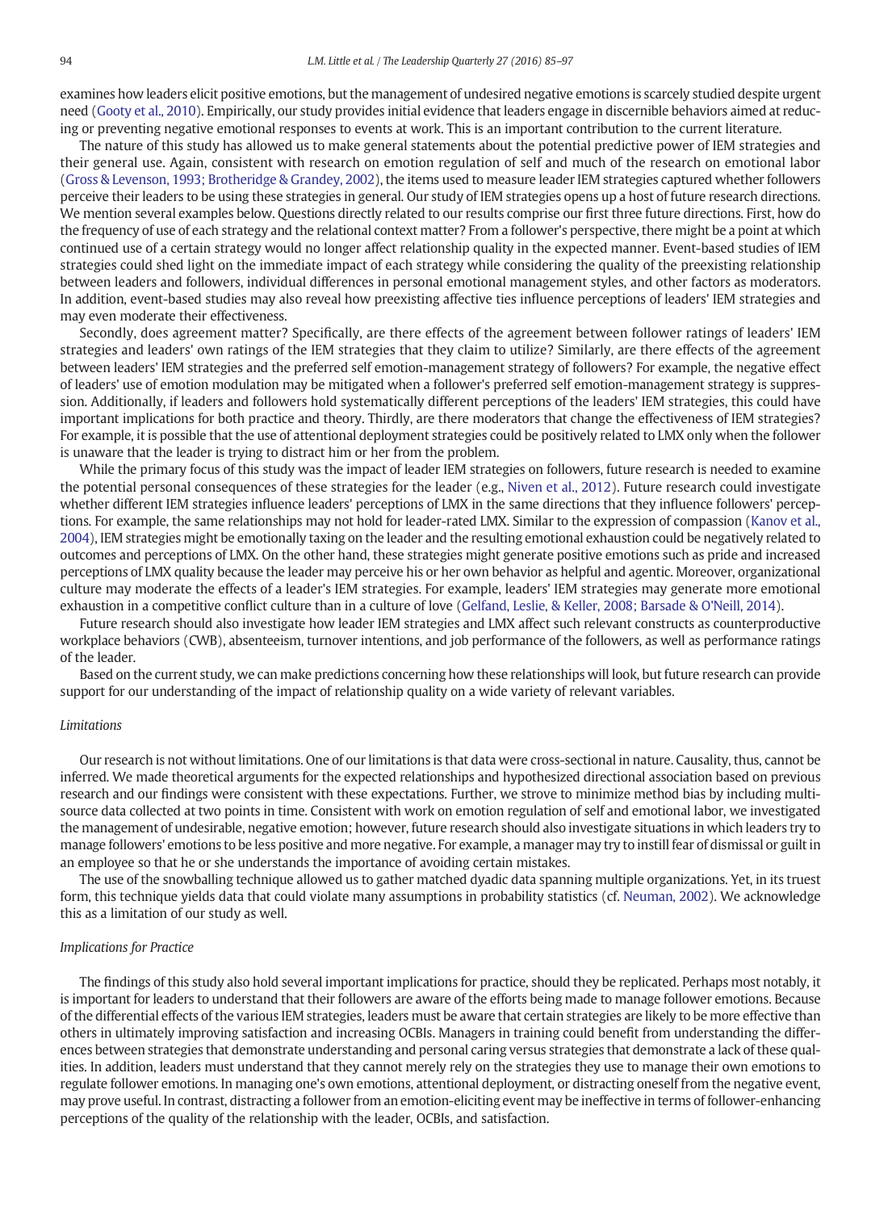examines how leaders elicit positive emotions, but the management of undesired negative emotions is scarcely studied despite urgent need (Gooty et al., 2010). Empirically, our study provides initial evidence that leaders engage in discernible behaviors aimed at reducing or preventing negative emotional responses to events at work. This is an important contribution to the current literature.

The nature of this study has allowed us to make general statements about the potential predictive power of IEM strategies and their general use. Again, consistent with research on emotion regulation of self and much of the research on emotional labor (Gross & Levenson, 1993; Brotheridge & Grandey, 2002), the items used to measure leader IEM strategies captured whether followers perceive their leaders to be using these strategies in general. Our study of IEM strategies opens up a host of future research directions. We mention several examples below. Questions directly related to our results comprise our first three future directions. First, how do the frequency of use of each strategy and the relational context matter? From a follower's perspective, there might be a point at which continued use of a certain strategy would no longer affect relationship quality in the expected manner. Event-based studies of IEM strategies could shed light on the immediate impact of each strategy while considering the quality of the preexisting relationship between leaders and followers, individual differences in personal emotional management styles, and other factors as moderators. In addition, event-based studies may also reveal how preexisting affective ties influence perceptions of leaders' IEM strategies and may even moderate their effectiveness.

Secondly, does agreement matter? Specifically, are there effects of the agreement between follower ratings of leaders' IEM strategies and leaders' own ratings of the IEM strategies that they claim to utilize? Similarly, are there effects of the agreement between leaders' IEM strategies and the preferred self emotion-management strategy of followers? For example, the negative effect of leaders' use of emotion modulation may be mitigated when a follower's preferred self emotion-management strategy is suppression. Additionally, if leaders and followers hold systematically different perceptions of the leaders' IEM strategies, this could have important implications for both practice and theory. Thirdly, are there moderators that change the effectiveness of IEM strategies? For example, it is possible that the use of attentional deployment strategies could be positively related to LMX only when the follower is unaware that the leader is trying to distract him or her from the problem.

While the primary focus of this study was the impact of leader IEM strategies on followers, future research is needed to examine the potential personal consequences of these strategies for the leader (e.g., Niven et al., 2012). Future research could investigate whether different IEM strategies influence leaders' perceptions of LMX in the same directions that they influence followers' perceptions. For example, the same relationships may not hold for leader-rated LMX. Similar to the expression of compassion (Kanov et al., 2004), IEM strategies might be emotionally taxing on the leader and the resulting emotional exhaustion could be negatively related to outcomes and perceptions of LMX. On the other hand, these strategies might generate positive emotions such as pride and increased perceptions of LMX quality because the leader may perceive his or her own behavior as helpful and agentic. Moreover, organizational culture may moderate the effects of a leader's IEM strategies. For example, leaders' IEM strategies may generate more emotional exhaustion in a competitive conflict culture than in a culture of love (Gelfand, Leslie, & Keller, 2008; Barsade & O'Neill, 2014).

Future research should also investigate how leader IEM strategies and LMX affect such relevant constructs as counterproductive workplace behaviors (CWB), absenteeism, turnover intentions, and job performance of the followers, as well as performance ratings of the leader.

Based on the current study, we can make predictions concerning how these relationships will look, but future research can provide support for our understanding of the impact of relationship quality on a wide variety of relevant variables.

### *Limitations*

Our research is not without limitations. One of our limitations is that data were cross-sectional in nature. Causality, thus, cannot be inferred. We made theoretical arguments for the expected relationships and hypothesized directional association based on previous research and our findings were consistent with these expectations. Further, we strove to minimize method bias by including multi-source data collected at two points in time. Consistent with work on emotion regulation of self and emotional labor, we investigated the management of undesirable, negative emotion; however, future research should also investigate situations in which leaders try to manage followers' emotions to be less positive and more negative. For example, a manager may try to instill fear of dismissal or guilt in an employee so that he or she understands the importance of avoiding certain mistakes.

The use of the snowballing technique allowed us to gather matched dyadic data spanning multiple organizations. Yet, in its truest form, this technique yields data that could violate many assumptions in probability statistics (cf. Neuman, 2002). We acknowledge this as a limitation of our study as well.

### *Implications for Practice*

The findings of this study also hold several important implications for practice, should they be replicated. Perhaps most notably, it is important for leaders to understand that their followers are aware of the efforts being made to manage follower emotions. Because of the differential effects of the various IEM strategies, leaders must be aware that certain strategies are likely to be more effective than others in ultimately improving satisfaction and increasing OCBIs. Managers in training could benefit from understanding the differences between strategies that demonstrate understanding and personal caring versus strategies that demonstrate a lack of these qualities. In addition, leaders must understand that they cannot merely rely on the strategies they use to manage their own emotions to regulate follower emotions. In managing one's own emotions, attentional deployment, or distracting oneself from the negative event, may prove useful. In contrast, distracting a follower from an emotion-eliciting event may be ineffective in terms of follower-enhancing perceptions of the quality of the relationship with the leader, OCBIs, and satisfaction.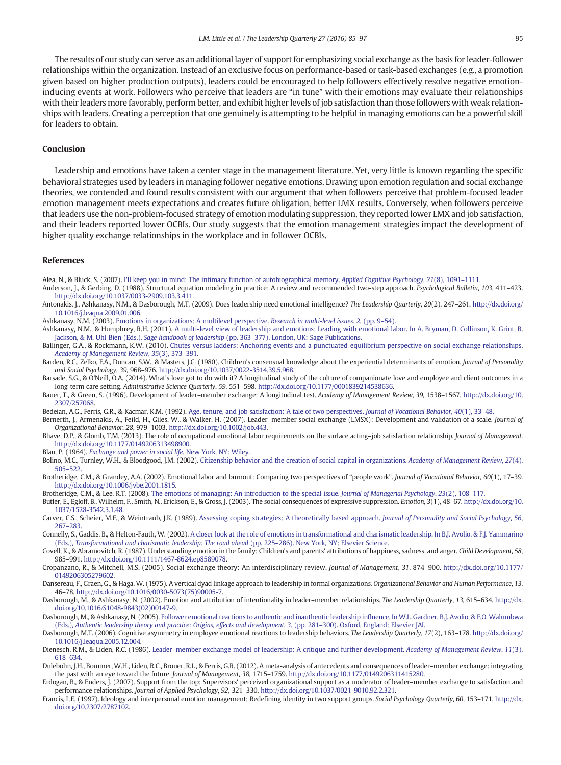The results of our study can serve as an additional layer of support for emphasizing social exchange as the basis for leader-follower relationships within the organization. Instead of an exclusive focus on performance-based or task-based exchanges (e.g., a promotion given based on higher production outputs), leaders could be encouraged to help followers effectively resolve negative emotion-inducing events at work. Followers who perceive that leaders are "in tune" with their emotions may evaluate their relationships with their leaders more favorably, perform better, and exhibit higher levels of job satisfaction than those followers with weak relationships with leaders. Creating a perception that one genuinely is attempting to be helpful in managing emotions can be a powerful skill for leaders to obtain.

## Conclusion

Leadership and emotions have taken a center stage in the management literature. Yet, very little is known regarding the specific behavioral strategies used by leaders in managing follower negative emotions. Drawing upon emotion regulation and social exchange theories, we contended and found results consistent with our argument that when followers perceive that problem-focused leader emotion management meets expectations and creates future obligation, better LMX results. Conversely, when followers perceive that leaders use the non-problem-focused strategy of emotion modulating suppression, they reported lower LMX and job satisfaction, and their leaders reported lower OCBIs. Our study suggests that the emotion management strategies impact the development of higher quality exchange relationships in the workplace and in follower OCBIs.

## References

Alea, N., & Bluck, S. (2007). I'll keep you in mind: The intimacy function of autobiographical memory. *Applied Cognitive Psychology*, *21*(8), 1091–1111.

Anderson, J., & Gerbing, D. (1988). Structural equation modeling in practice: A review and recommended two-step approach. *Psychological Bulletin*, *103*, 411–423. http://dx.doi.org/10.1037/0033-2909.103.3.411.

Antonakis, J., Ashkanasy, N.M., & Dasborough, M.T. (2009). Does leadership need emotional intelligence? *The Leadership Quarterly*, *20*(2), 247–261. http://dx.doi.org/10.1016/j.leaqua.2009.01.006.

Ashkanasy, N.M. (2003). Emotions in organizations: A multilevel perspective. *Research in multi-level issues. 2.* (pp. 9–54).

Ashkanasy, N.M., & Humphrey, R.H. (2011). A multi-level view of leadership and emotions: Leading with emotional labor. In A. Bryman, D. Collinson, K. Grint, B. Jackson, & M. Uhl-Bien (Eds.), *Sage handbook of leadership* (pp. 363–377). London, UK: Sage Publications.

Ballinger, G.A., & Rockmann, K.W. (2010). Chutes versus ladders: Anchoring events and a punctuated-equilibrium perspective on social exchange relationships. *Academy of Management Review*, *35*(3), 373–391.

Barden, R.C., Zelko, F.A., Duncan, S.W., & Masters, J.C. (1980). Children's consensual knowledge about the experiential determinants of emotion. *Journal of Personality and Social Psychology*, *39*, 968–976. http://dx.doi.org/10.1037/0022-3514.39.5.968.

Barsade, S.G., & O'Neill, O.A. (2014). What's love got to do with it? A longitudinal study of the culture of companionate love and employee and client outcomes in a long-term care setting. *Administrative Science Quarterly*, *59*, 551–598. http://dx.doi.org/10.1177/0001839214538636.

Bauer, T., & Green, S. (1996). Development of leader–member exchange: A longitudinal test. *Academy of Management Review*, *39*, 1538–1567. http://dx.doi.org/10.2307/257068.

Bedeian, A.G., Ferris, G.R., & Kacmar, K.M. (1992). Age, tenure, and job satisfaction: A tale of two perspectives. *Journal of Vocational Behavior*, *40*(1), 33–48.

Bernerth, J., Armenakis, A., Feild, H., Giles, W., & Walker, H. (2007). Leader–member social exchange (LMSX): Development and validation of a scale. *Journal of Organizational Behavior*, *28*, 979–1003. http://dx.doi.org/10.1002/job.443.

Bhave, D.P., & Glomb, T.M. (2013). The role of occupational emotional labor requirements on the surface acting–job satisfaction relationship. *Journal of Management*. http://dx.doi.org/10.1177/0149206313498900.

Blau, P. (1964). *Exchange and power in social life.* New York, NY: Wiley.

Bolino, M.C., Turnley, W.H., & Bloodgood, J.M. (2002). Citizenship behavior and the creation of social capital in organizations. *Academy of Management Review*, *27*(4), 505–522.

Brotheridge, C.M., & Grandey, A.A. (2002). Emotional labor and burnout: Comparing two perspectives of "people work". *Journal of Vocational Behavior*, *60*(1), 17–39. http://dx.doi.org/10.1006/jvbe.2001.1815.

Brotheridge, C.M., & Lee, R.T. (2008). The emotions of managing: An introduction to the special issue. *Journal of Managerial Psychology*, *23*(2), 108–117.

Butler, E., Egloff, B., Wilhelm, F., Smith, N., Erickson, E., & Gross, J. (2003). The social consequences of expressive suppression. *Emotion*, *3*(1), 48–67. http://dx.doi.org/10.1037/1528-3542.3.1.48.

Carver, C.S., Scheier, M.F., & Weintraub, J.K. (1989). Assessing coping strategies: A theoretically based approach. *Journal of Personality and Social Psychology*, *56*, 267–283.

Connelly, S., Gaddis, B., & Helton-Fauth, W. (2002). A closer look at the role of emotions in transformational and charismatic leadership. In B.J. Avolio, & F.J. Yammarino (Eds.), *Transformational and charismatic leadership: The road ahead* (pp. 225–286). New York, NY: Elsevier Science.

Covell, K., & Abramovitch, R. (1987). Understanding emotion in the family: Children's and parents' attributions of happiness, sadness, and anger. *Child Development*, *58*, 985–991. http://dx.doi.org/10.1111/1467-8624.ep8589078.

Cropanzano, R., & Mitchell, M.S. (2005). Social exchange theory: An interdisciplinary review. *Journal of Management*, *31*, 874–900. http://dx.doi.org/10.1177/0149206305279602.

Dansereau, F., Graen, G., & Haga, W. (1975). A vertical dyad linkage approach to leadership in formal organizations. *Organizational Behavior and Human Performance*, *13*, 46–78. http://dx.doi.org/10.1016/0030-5073(75)90005-7.

Dasborough, M., & Ashkanasy, N. (2002). Emotion and attribution of intentionality in leader–member relationships. *The Leadership Quarterly*, *13*, 615–634. http://dx.doi.org/10.1016/S1048-9843(02)00147-9.

Dasborough, M., & Ashkanasy, N. (2005). Follower emotional reactions to authentic and inauthentic leadership influence. In W.L. Gardner, B.J. Avolio, & F.O. Walumbwa (Eds.), *Authentic leadership theory and practice: Origins, effects and development. 3.* (pp. 281–300). Oxford, England: Elsevier JAI.

Dasborough, M.T. (2006). Cognitive asymmetry in employee emotional reactions to leadership behaviors. *The Leadership Quarterly*, *17*(2), 163–178. http://dx.doi.org/10.1016/j.leaqua.2005.12.004.

Dienesch, R.M., & Liden, R.C. (1986). Leader–member exchange model of leadership: A critique and further development. *Academy of Management Review*, *11*(3), 618–634.

Dulebohn, J.H., Bommer, W.H., Liden, R.C., Brouer, R.L., & Ferris, G.R. (2012). A meta-analysis of antecedents and consequences of leader–member exchange: integrating the past with an eye toward the future. *Journal of Management*, *38*, 1715–1759. http://dx.doi.org/10.1177/0149206311415280.

Erdogan, B., & Enders, J. (2007). Support from the top: Supervisors' perceived organizational support as a moderator of leader–member exchange to satisfaction and performance relationships. *Journal of Applied Psychology*, *92*, 321–330. http://dx.doi.org/10.1037/0021-9010.92.2.321.

Francis, L.E. (1997). Ideology and interpersonal emotion management: Redefining identity in two support groups. *Social Psychology Quarterly*, *60*, 153–171. http://dx.doi.org/10.2307/2787102.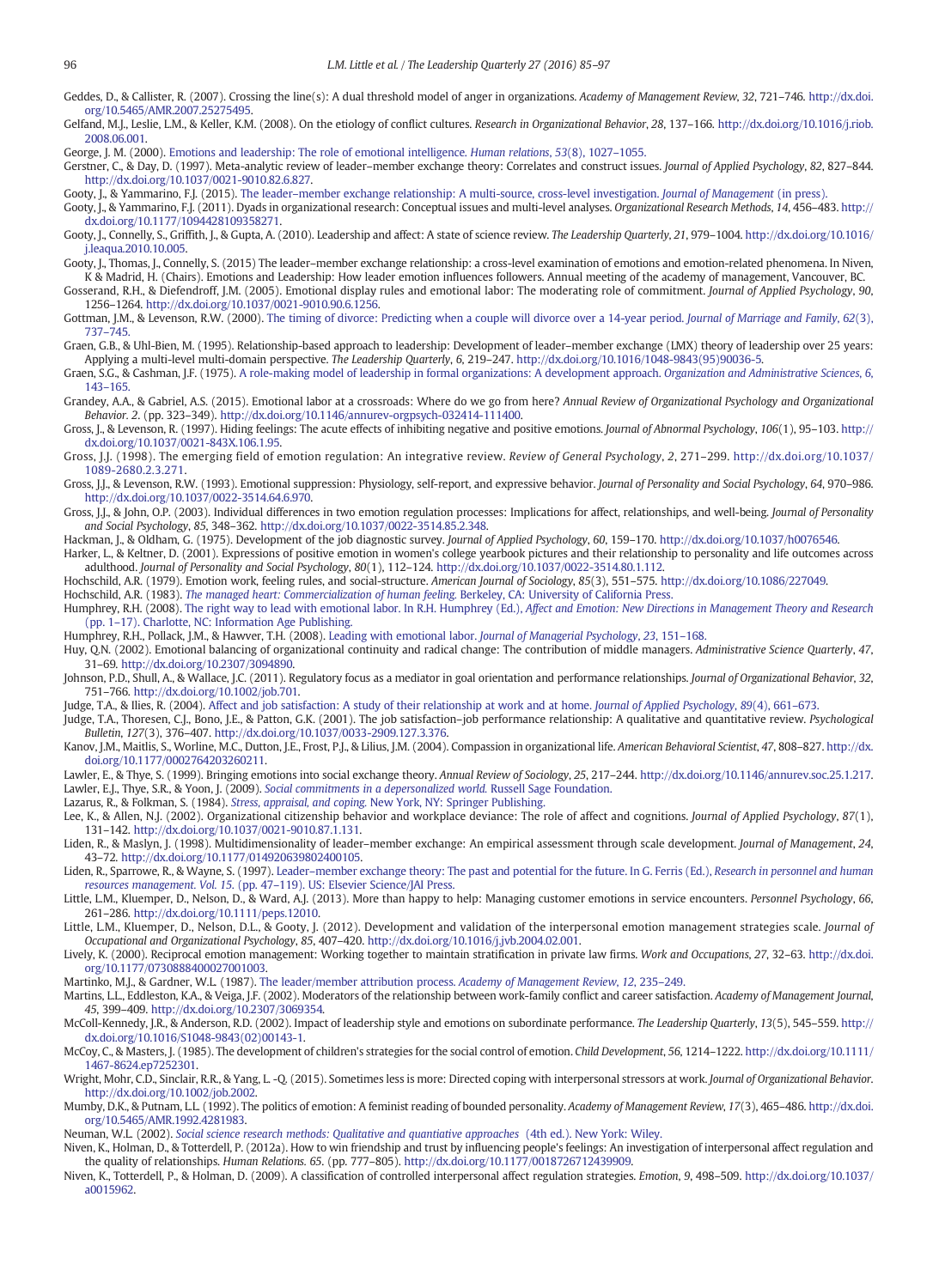Geddes, D., & Callister, R. (2007). Crossing the line(s): A dual threshold model of anger in organizations. *Academy of Management Review*, *32*, 721–746. http://dx.doi.org/10.5465/AMR.2007.25275495.

Gelfand, M.J., Leslie, L.M., & Keller, K.M. (2008). On the etiology of conflict cultures. *Research in Organizational Behavior*, *28*, 137–166. http://dx.doi.org/10.1016/j.riob.2008.06.001.

George, J. M. (2000). Emotions and leadership: The role of emotional intelligence. *Human relations*, *53*(8), 1027–1055.

Gerstner, C., & Day, D. (1997). Meta-analytic review of leader–member exchange theory: Correlates and construct issues. *Journal of Applied Psychology*, *82*, 827–844. http://dx.doi.org/10.1037/0021-9010.82.6.827.

Gooty, J., & Yammarino, F.J. (2015). The leader–member exchange relationship: A multi-source, cross-level investigation. *Journal of Management* (in press).

Gooty, J., & Yammarino, F.J. (2011). Dyads in organizational research: Conceptual issues and multi-level analyses. *Organizational Research Methods*, *14*, 456–483. http://dx.doi.org/10.1177/1094428109358271.

Gooty, J., Connelly, S., Griffith, J., & Gupta, A. (2010). Leadership and affect: A state of science review. *The Leadership Quarterly*, *21*, 979–1004. http://dx.doi.org/10.1016/j.leaqua.2010.10.005.

Gooty, J., Thomas, J., Connelly, S. (2015) The leader–member exchange relationship: a cross-level examination of emotions and emotion-related phenomena. In Niven, K & Madrid, H. (Chairs). Emotions and Leadership: How leader emotion influences followers. Annual meeting of the academy of management, Vancouver, BC.

Gosserand, R.H., & Diefendorff, J.M. (2005). Emotional display rules and emotional labor: The moderating role of commitment. *Journal of Applied Psychology*, *90*, 1256–1264. http://dx.doi.org/10.1037/0021-9010.90.6.1256.

Gottman, J.M., & Levenson, R.W. (2000). The timing of divorce: Predicting when a couple will divorce over a 14-year period. *Journal of Marriage and Family*, *62*(3), 737–745.

Graen, G.B., & Uhl-Bien, M. (1995). Relationship-based approach to leadership: Development of leader–member exchange (LMX) theory of leadership over 25 years: Applying a multi-level multi-domain perspective. *The Leadership Quarterly*, *6*, 219–247. http://dx.doi.org/10.1016/1048-9843(95)90036-5.

Graen, S.G., & Cashman, J.F. (1975). A role-making model of leadership in formal organizations: A development approach. *Organization and Administrative Sciences*, *6*, 143–165.

Grandey, A.A., & Gabriel, A.S. (2015). Emotional labor at a crossroads: Where do we go from here? *Annual Review of Organizational Psychology and Organizational Behavior*. *2*. (pp. 323–349). http://dx.doi.org/10.1146/annurev-orgpsych-032414-111400.

Gross, J., & Levenson, R. (1997). Hiding feelings: The acute effects of inhibiting negative and positive emotions. *Journal of Abnormal Psychology*, *106*(1), 95–103. http://dx.doi.org/10.1037/0021-843X.106.1.95.

Gross, J.J. (1998). The emerging field of emotion regulation: An integrative review. *Review of General Psychology*, *2*, 271–299. http://dx.doi.org/10.1037/1089-2680.2.3.271.

Gross, J.J., & Levenson, R.W. (1993). Emotional suppression: Physiology, self-report, and expressive behavior. *Journal of Personality and Social Psychology*, *64*, 970–986. http://dx.doi.org/10.1037/0022-3514.64.6.970.

Gross, J.J., & John, O.P. (2003). Individual differences in two emotion regulation processes: Implications for affect, relationships, and well-being. *Journal of Personality and Social Psychology*, *85*, 348–362. http://dx.doi.org/10.1037/0022-3514.85.2.348.

Hackman, J., & Oldham, G. (1975). Development of the job diagnostic survey. *Journal of Applied Psychology*, *60*, 159–170. http://dx.doi.org/10.1037/h0076546.

Harker, L., & Keltner, D. (2001). Expressions of positive emotion in women's college yearbook pictures and their relationship to personality and life outcomes across adulthood. *Journal of Personality and Social Psychology*, *80*(1), 112–124. http://dx.doi.org/10.1037/0022-3514.80.1.112.

Hochschild, A.R. (1979). Emotion work, feeling rules, and social-structure. *American Journal of Sociology*, *85*(3), 551–575. http://dx.doi.org/10.1086/227049.

Hochschild, A.R. (1983). *The managed heart: Commercialization of human feeling*. Berkeley, CA: University of California Press.

Humphrey, R.H. (2008). The right way to lead with emotional labor. In R.H. Humphrey (Ed.), *Affect and Emotion: New Directions in Management Theory and Research* (pp. 1–17). Charlotte, NC: Information Age Publishing.

Humphrey, R.H., Pollack, J.M., & Hawver, T.H. (2008). Leading with emotional labor. *Journal of Managerial Psychology*, *23*, 151–168.

Huy, Q.N. (2002). Emotional balancing of organizational continuity and radical change: The contribution of middle managers. *Administrative Science Quarterly*, *47*, 31–69. http://dx.doi.org/10.2307/3094890.

Johnson, P.D., Shull, A., & Wallace, J.C. (2011). Regulatory focus as a mediator in goal orientation and performance relationships. *Journal of Organizational Behavior*, *32*, 751–766. http://dx.doi.org/10.1002/job.701.

Judge, T.A., & Ilies, R. (2004). Affect and job satisfaction: A study of their relationship at work and at home. *Journal of Applied Psychology*, *89*(4), 661–673.

Judge, T.A., Thoresen, C.J., Bono, J.E., & Patton, G.K. (2001). The job satisfaction–job performance relationship: A qualitative and quantitative review. *Psychological Bulletin*, *127*(3), 376–407. http://dx.doi.org/10.1037/0033-2909.127.3.376.

Kanov, J.M., Maitlis, S., Worline, M.C., Dutton, J.E., Frost, P.J., & Lilius, J.M. (2004). Compassion in organizational life. *American Behavioral Scientist*, *47*, 808–827. http://dx.doi.org/10.1177/0002764203260211.

Lawler, E., & Thye, S. (1999). Bringing emotions into social exchange theory. *Annual Review of Sociology*, *25*, 217–244. http://dx.doi.org/10.1146/annurev.soc.25.1.217.

Lawler, E.J., Thye, S.R., & Yoon, J. (2009). *Social commitments in a depersonalized world*. Russell Sage Foundation.

Lazarus, R., & Folkman, S. (1984). *Stress, appraisal, and coping*. New York, NY: Springer Publishing.

Lee, K., & Allen, N.J. (2002). Organizational citizenship behavior and workplace deviance: The role of affect and cognitions. *Journal of Applied Psychology*, *87*(1), 131–142. http://dx.doi.org/10.1037/0021-9010.87.1.131.

Liden, R., & Maslyn, J. (1998). Multidimensionality of leader–member exchange: An empirical assessment through scale development. *Journal of Management*, *24*, 43–72. http://dx.doi.org/10.1177/014920639802400105.

Liden, R., Sparrowe, R., & Wayne, S. (1997). Leader–member exchange theory: The past and potential for the future. In G. Ferris (Ed.), *Research in personnel and human resources management. Vol. 15*. (pp. 47–119). US: Elsevier Science/JAI Press.

Little, L.M., Kluemper, D., Nelson, D., & Ward, A.J. (2013). More than happy to help: Managing customer emotions in service encounters. *Personnel Psychology*, *66*, 261–286. http://dx.doi.org/10.1111/peps.12010.

Little, L.M., Kluemper, D., Nelson, D.L., & Gooty, J. (2012). Development and validation of the interpersonal emotion management strategies scale. *Journal of Occupational and Organizational Psychology*, *85*, 407–420. http://dx.doi.org/10.1016/j.jvb.2004.02.001.

Lively, K. (2000). Reciprocal emotion management: Working together to maintain stratification in private law firms. *Work and Occupations*, *27*, 32–63. http://dx.doi.org/10.1177/0730888400027001003.

Martinko, M.J., & Gardner, W.L. (1987). The leader/member attribution process. *Academy of Management Review*, *12*, 235–249.

Martins, L.L., Eddleston, K.A., & Veiga, J.F. (2002). Moderators of the relationship between work-family conflict and career satisfaction. *Academy of Management Journal*, *45*, 399–409. http://dx.doi.org/10.2307/3069354.

McColl-Kennedy, J.R., & Anderson, R.D. (2002). Impact of leadership style and emotions on subordinate performance. *The Leadership Quarterly*, *13*(5), 545–559. http://dx.doi.org/10.1016/S1048-9843(02)00143-1.

McCoy, C., & Masters, J. (1985). The development of children's strategies for the social control of emotion. *Child Development*, *56*, 1214–1222. http://dx.doi.org/10.1111/1467-8624.ep7252301.

Wright, Mohr, C.D., Sinclair, R.R., & Yang, L. -Q. (2015). Sometimes less is more: Directed coping with interpersonal stressors at work. *Journal of Organizational Behavior*. http://dx.doi.org/10.1002/job.2002.

Mumby, D.K., & Putnam, L.L. (1992). The politics of emotion: A feminist reading of bounded personality. *Academy of Management Review*, *17*(3), 465–486. http://dx.doi.org/10.5465/AMR.1992.4281983.

Neuman, W.L. (2002). *Social science research methods: Qualitative and quantiative approaches* (4th ed.). New York: Wiley.

Niven, K., Holman, D., & Totterdell, P. (2012a). How to win friendship and trust by influencing people's feelings: An investigation of interpersonal affect regulation and the quality of relationships. *Human Relations*. *65*. (pp. 777–805). http://dx.doi.org/10.1177/0018726712439909.

Niven, K., Totterdell, P., & Holman, D. (2009). A classification of controlled interpersonal affect regulation strategies. *Emotion*, *9*, 498–509. http://dx.doi.org/10.1037/a0015962.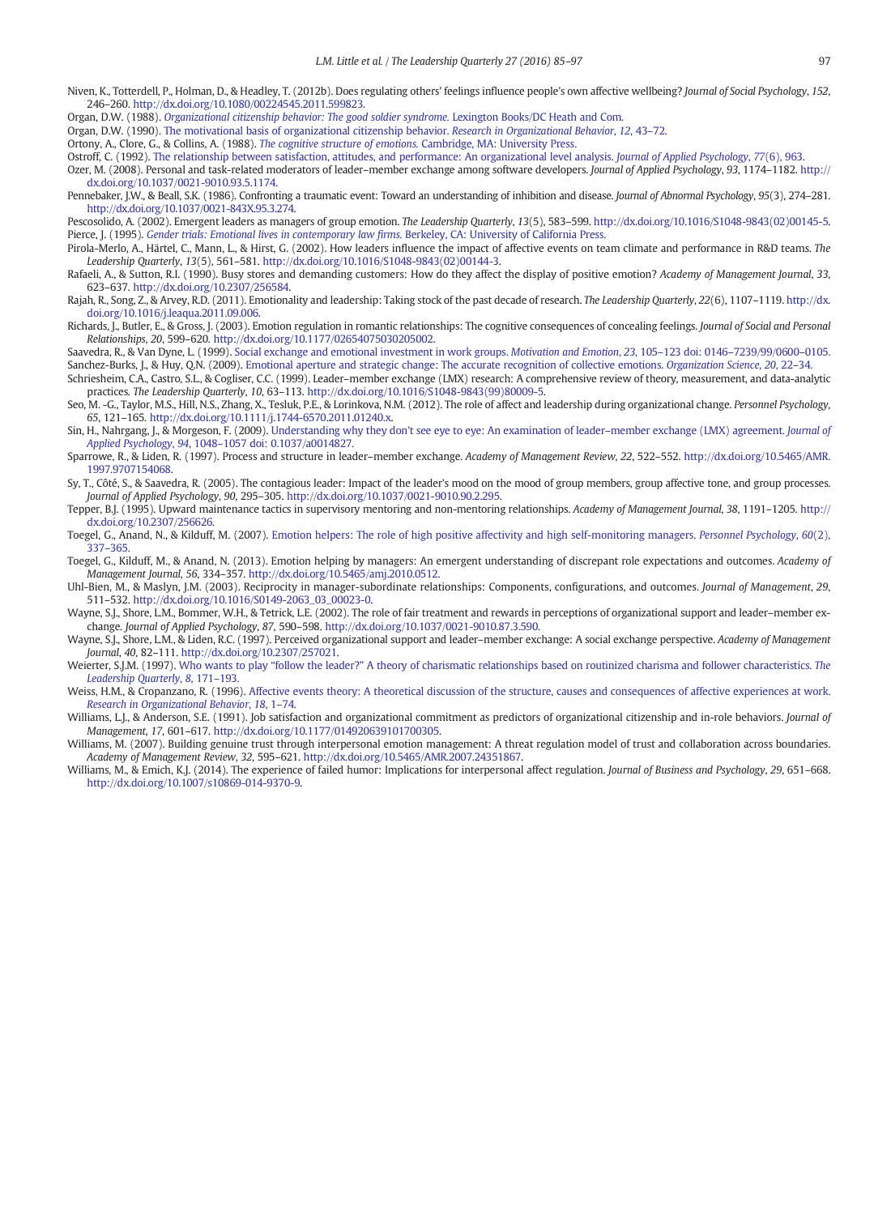Niven, K., Totterdell, P., Holman, D., & Headley, T. (2012b). Does regulating others' feelings influence people's own affective wellbeing? *Journal of Social Psychology*, *152*, 246–260. http://dx.doi.org/10.1080/00224545.2011.599823.

Organ, D.W. (1988). *Organizational citizenship behavior: The good soldier syndrome.* Lexington Books/DC Heath and Com.

Organ, D.W. (1990). The motivational basis of organizational citizenship behavior. *Research in Organizational Behavior*, *12*, 43–72.

Ortony, A., Clore, G., & Collins, A. (1988). *The cognitive structure of emotions.* Cambridge, MA: University Press.

Ostroff, C. (1992). The relationship between satisfaction, attitudes, and performance: An organizational level analysis. *Journal of Applied Psychology*, *77*(6), 963.

Ozer, M. (2008). Personal and task-related moderators of leader–member exchange among software developers. *Journal of Applied Psychology*, *93*, 1174–1182. http://dx.doi.org/10.1037/0021-9010.93.5.1174.

Pennebaker, J.W., & Beall, S.K. (1986). Confronting a traumatic event: Toward an understanding of inhibition and disease. *Journal of Abnormal Psychology*, *95*(3), 274–281. http://dx.doi.org/10.1037/0021-843X.95.3.274.

Pescosolido, A. (2002). Emergent leaders as managers of group emotion. *The Leadership Quarterly*, *13*(5), 583–599. http://dx.doi.org/10.1016/S1048-9843(02)00145-5.

Pierce, J. (1995). *Gender trials: Emotional lives in contemporary law firms.* Berkeley, CA: University of California Press.

Pirola-Merlo, A., Härtel, C., Mann, L., & Hirst, G. (2002). How leaders influence the impact of affective events on team climate and performance in R&D teams. *The Leadership Quarterly*, *13*(5), 561–581. http://dx.doi.org/10.1016/S1048-9843(02)00144-3.

Rafaeli, A., & Sutton, R.I. (1990). Busy stores and demanding customers: How do they affect the display of positive emotion? *Academy of Management Journal*, *33*, 623–637. http://dx.doi.org/10.2307/256584.

Rajah, R., Song, Z., & Arvey, R.D. (2011). Emotionality and leadership: Taking stock of the past decade of research. *The Leadership Quarterly*, *22*(6), 1107–1119. http://dx.doi.org/10.1016/j.leaqua.2011.09.006.

Richards, J., Butler, E., & Gross, J. (2003). Emotion regulation in romantic relationships: The cognitive consequences of concealing feelings. *Journal of Social and Personal Relationships*, *20*, 599–620. http://dx.doi.org/10.1177/02654075030205002.

Saavedra, R., & Van Dyne, L. (1999). Social exchange and emotional investment in work groups. *Motivation and Emotion*, *23*, 105–123 doi: 0146–7239/99/0600–0105.

Sanchez-Burks, J., & Huy, Q.N. (2009). Emotional aperture and strategic change: The accurate recognition of collective emotions. *Organization Science*, *20*, 22–34.

Schriesheim, C.A., Castro, S.L., & Cogliser, C.C. (1999). Leader–member exchange (LMX) research: A comprehensive review of theory, measurement, and data-analytic practices. *The Leadership Quarterly*, *10*, 63–113. http://dx.doi.org/10.1016/S1048-9843(99)80009-5.

Seo, M. -G., Taylor, M.S., Hill, N.S., Zhang, X., Tesluk, P.E., & Lorinkova, N.M. (2012). The role of affect and leadership during organizational change. *Personnel Psychology*, *65*, 121–165. http://dx.doi.org/10.1111/j.1744-6570.2011.01240.x.

Sin, H., Nahrgang, J., & Morgeson, F. (2009). Understanding why they don't see eye to eye: An examination of leader–member exchange (LMX) agreement. *Journal of Applied Psychology*, *94*, 1048–1057 doi: 0.1037/a0014827.

Sparrowe, R., & Liden, R. (1997). Process and structure in leader–member exchange. *Academy of Management Review*, *22*, 522–552. http://dx.doi.org/10.5465/AMR.1997.9707154068.

Sy, T., Côté, S., & Saavedra, R. (2005). The contagious leader: Impact of the leader's mood on the mood of group members, group affective tone, and group processes. *Journal of Applied Psychology*, *90*, 295–305. http://dx.doi.org/10.1037/0021-9010.90.2.295.

Tepper, B.J. (1995). Upward maintenance tactics in supervisory mentoring and non-mentoring relationships. *Academy of Management Journal*, *38*, 1191–1205. http://dx.doi.org/10.2307/256626.

Toegel, G., Anand, N., & Kilduff, M. (2007). Emotion helpers: The role of high positive affectivity and high self-monitoring managers. *Personnel Psychology*, *60*(2), 337–365.

Toegel, G., Kilduff, M., & Anand, N. (2013). Emotion helping by managers: An emergent understanding of discrepant role expectations and outcomes. *Academy of Management Journal*, *56*, 334–357. http://dx.doi.org/10.5465/amj.2010.0512.

Uhl-Bien, M., & Maslyn, J.M. (2003). Reciprocity in manager-subordinate relationships: Components, configurations, and outcomes. *Journal of Management*, *29*, 511–532. http://dx.doi.org/10.1016/S0149-2063_03_00023-0.

Wayne, S.J., Shore, L.M., Bommer, W.H., & Tetrick, L.E. (2002). The role of fair treatment and rewards in perceptions of organizational support and leader–member exchange. *Journal of Applied Psychology*, *87*, 590–598. http://dx.doi.org/10.1037/0021-9010.87.3.590.

Wayne, S.J., Shore, L.M., & Liden, R.C. (1997). Perceived organizational support and leader–member exchange: A social exchange perspective. *Academy of Management Journal*, *40*, 82–111. http://dx.doi.org/10.2307/257021.

Weierter, S.J.M. (1997). Who wants to play "follow the leader?" A theory of charismatic relationships based on routinized charisma and follower characteristics. *The Leadership Quarterly*, *8*, 171–193.

Weiss, H.M., & Cropanzano, R. (1996). Affective events theory: A theoretical discussion of the structure, causes and consequences of affective experiences at work. *Research in Organizational Behavior*, *18*, 1–74.

Williams, L.J., & Anderson, S.E. (1991). Job satisfaction and organizational commitment as predictors of organizational citizenship and in-role behaviors. *Journal of Management*, *17*, 601–617. http://dx.doi.org/10.1177/014920639101700305.

Williams, M. (2007). Building genuine trust through interpersonal emotion management: A threat regulation model of trust and collaboration across boundaries. *Academy of Management Review*, *32*, 595–621. http://dx.doi.org/10.5465/AMR.2007.24351867.

Williams, M., & Emich, K.J. (2014). The experience of failed humor: Implications for interpersonal affect regulation. *Journal of Business and Psychology*, *29*, 651–668. http://dx.doi.org/10.1007/s10869-014-9370-9.